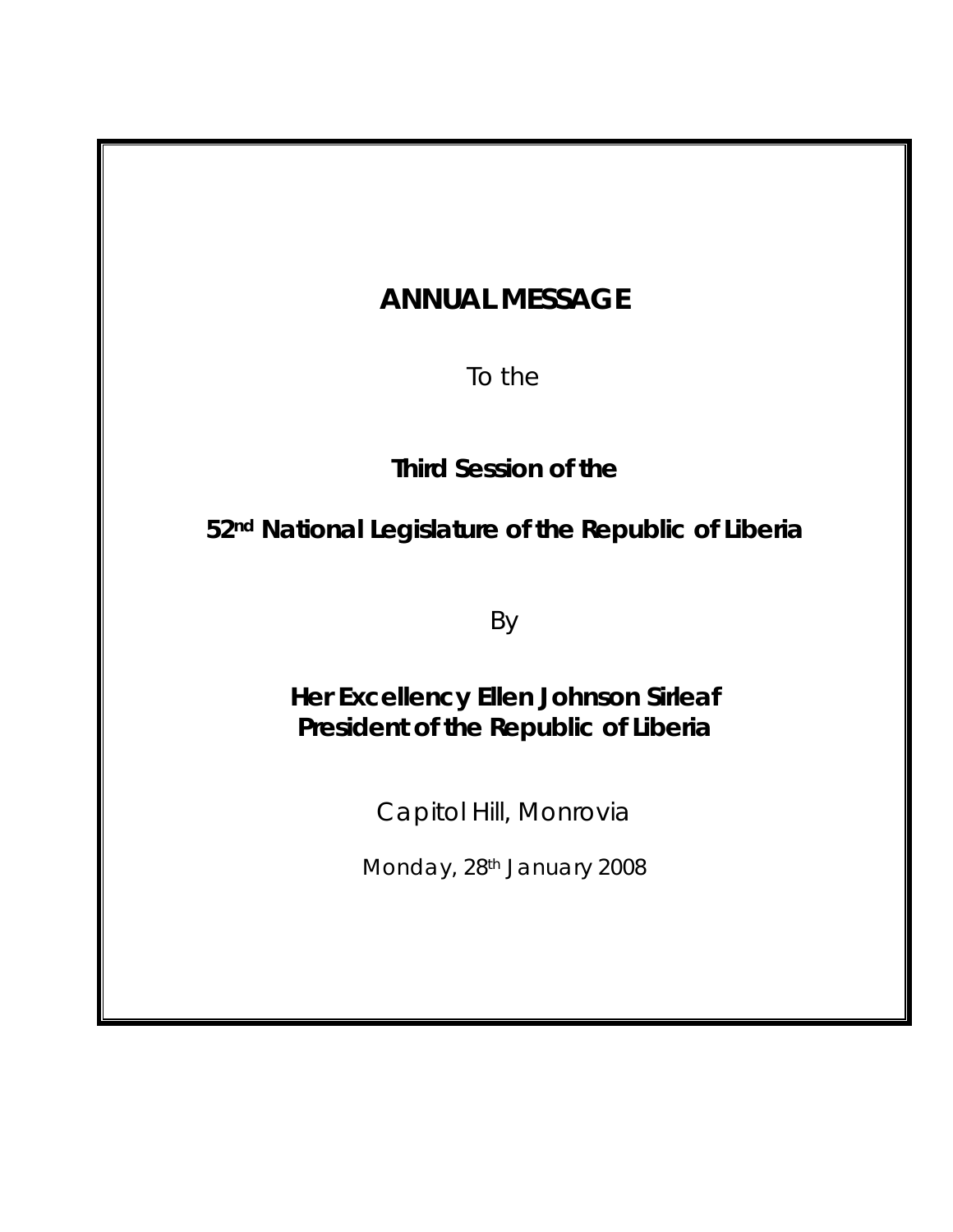# ANNUAL MESSAGE

To the

**Third Session of the**

**52nd National Legislature of the Republic of Liberia**

By

**Her Excellency Ellen Johnson Sirleaf**
**President of the Republic of Liberia**

Capitol Hill, Monrovia

Monday, 28th January 2008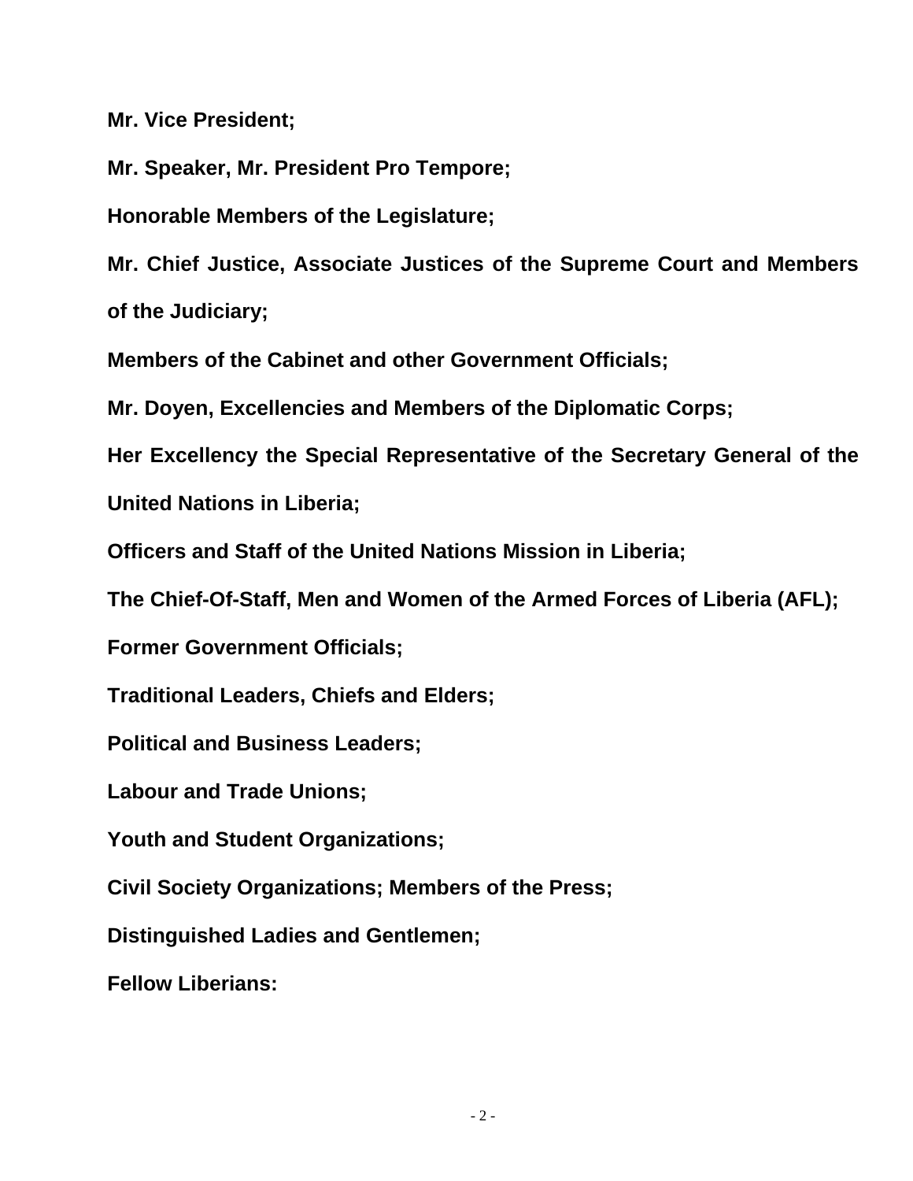**Mr. Vice President;**

**Mr. Speaker, Mr. President Pro Tempore;**

**Honorable Members of the Legislature;**

**Mr. Chief Justice, Associate Justices of the Supreme Court and Members of the Judiciary;**

**Members of the Cabinet and other Government Officials;**

**Mr. Doyen, Excellencies and Members of the Diplomatic Corps;**

**Her Excellency the Special Representative of the Secretary General of the United Nations in Liberia;**

**Officers and Staff of the United Nations Mission in Liberia;**

**The Chief-Of-Staff, Men and Women of the Armed Forces of Liberia (AFL);**

**Former Government Officials;**

**Traditional Leaders, Chiefs and Elders;**

**Political and Business Leaders;**

**Labour and Trade Unions;**

**Youth and Student Organizations;**

**Civil Society Organizations; Members of the Press;**

**Distinguished Ladies and Gentlemen;**

**Fellow Liberians:**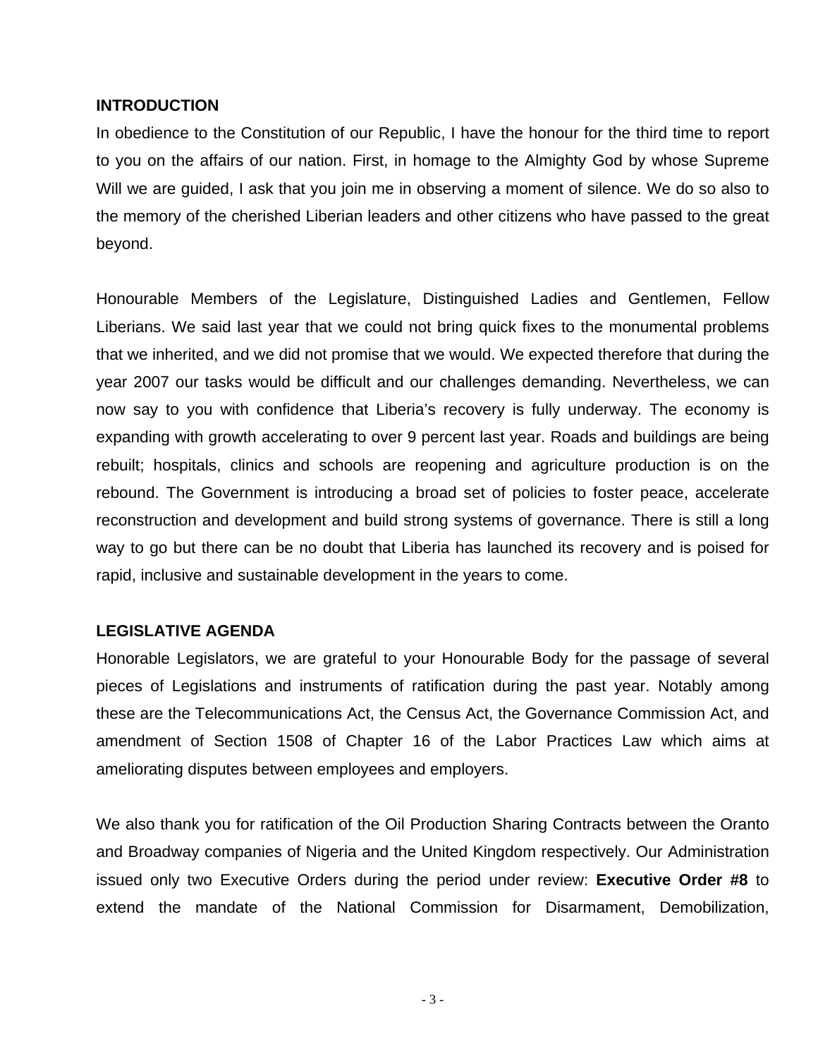## INTRODUCTION

In obedience to the Constitution of our Republic, I have the honour for the third time to report to you on the affairs of our nation. First, in homage to the Almighty God by whose Supreme Will we are guided, I ask that you join me in observing a moment of silence. We do so also to the memory of the cherished Liberian leaders and other citizens who have passed to the great beyond.

Honourable Members of the Legislature, Distinguished Ladies and Gentlemen, Fellow Liberians. We said last year that we could not bring quick fixes to the monumental problems that we inherited, and we did not promise that we would. We expected therefore that during the year 2007 our tasks would be difficult and our challenges demanding. Nevertheless, we can now say to you with confidence that Liberia's recovery is fully underway. The economy is expanding with growth accelerating to over 9 percent last year. Roads and buildings are being rebuilt; hospitals, clinics and schools are reopening and agriculture production is on the rebound. The Government is introducing a broad set of policies to foster peace, accelerate reconstruction and development and build strong systems of governance. There is still a long way to go but there can be no doubt that Liberia has launched its recovery and is poised for rapid, inclusive and sustainable development in the years to come.

## LEGISLATIVE AGENDA

Honorable Legislators, we are grateful to your Honourable Body for the passage of several pieces of Legislations and instruments of ratification during the past year. Notably among these are the Telecommunications Act, the Census Act, the Governance Commission Act, and amendment of Section 1508 of Chapter 16 of the Labor Practices Law which aims at ameliorating disputes between employees and employers.

We also thank you for ratification of the Oil Production Sharing Contracts between the Oranto and Broadway companies of Nigeria and the United Kingdom respectively. Our Administration issued only two Executive Orders during the period under review: **Executive Order #8** to extend the mandate of the National Commission for Disarmament, Demobilization,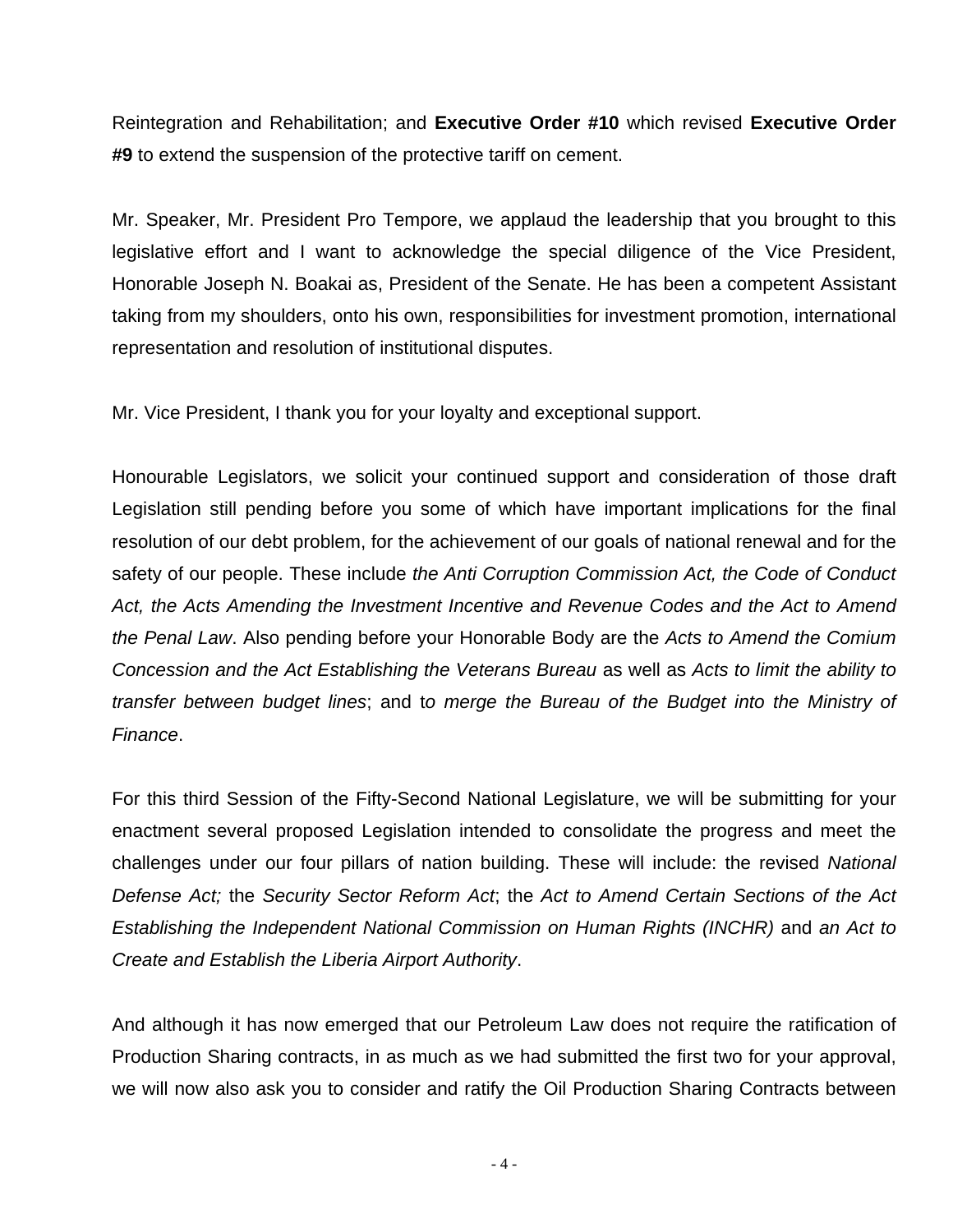Reintegration and Rehabilitation; and **Executive Order #10** which revised **Executive Order #9** to extend the suspension of the protective tariff on cement.

Mr. Speaker, Mr. President Pro Tempore, we applaud the leadership that you brought to this legislative effort and I want to acknowledge the special diligence of the Vice President, Honorable Joseph N. Boakai as, President of the Senate. He has been a competent Assistant taking from my shoulders, onto his own, responsibilities for investment promotion, international representation and resolution of institutional disputes.

Mr. Vice President, I thank you for your loyalty and exceptional support.

Honourable Legislators, we solicit your continued support and consideration of those draft Legislation still pending before you some of which have important implications for the final resolution of our debt problem, for the achievement of our goals of national renewal and for the safety of our people. These include *the Anti Corruption Commission Act, the Code of Conduct Act, the Acts Amending the Investment Incentive and Revenue Codes and the Act to Amend the Penal Law*. Also pending before your Honorable Body are the *Acts to Amend the Comium Concession and the Act Establishing the Veterans Bureau* as well as *Acts to limit the ability to transfer between budget lines*; and t*o merge the Bureau of the Budget into the Ministry of Finance*.

For this third Session of the Fifty-Second National Legislature, we will be submitting for your enactment several proposed Legislation intended to consolidate the progress and meet the challenges under our four pillars of nation building. These will include: the revised *National Defense Act;* the *Security Sector Reform Act*; the *Act to Amend Certain Sections of the Act Establishing the Independent National Commission on Human Rights (INCHR)* and *an Act to Create and Establish the Liberia Airport Authority*.

And although it has now emerged that our Petroleum Law does not require the ratification of Production Sharing contracts, in as much as we had submitted the first two for your approval, we will now also ask you to consider and ratify the Oil Production Sharing Contracts between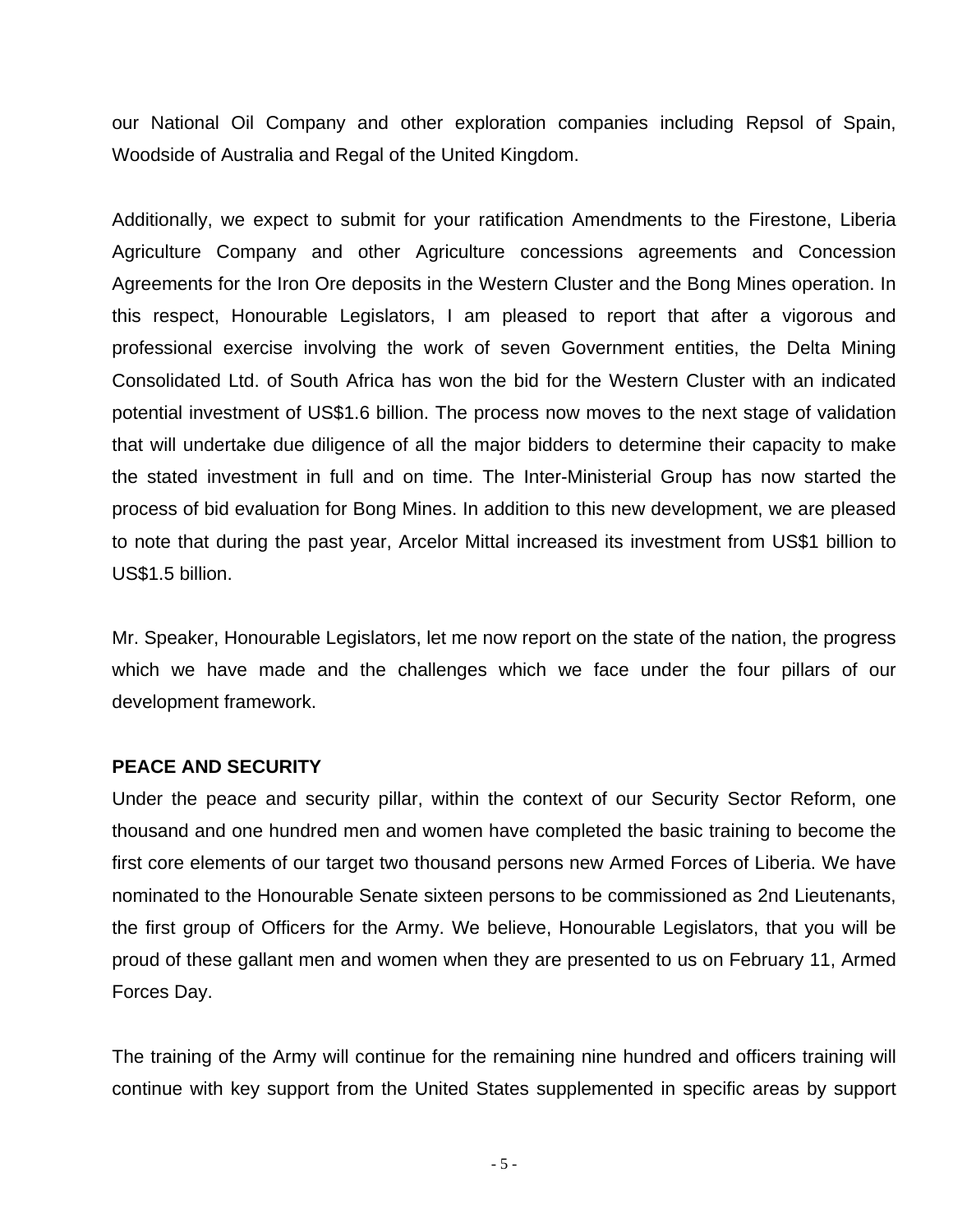our National Oil Company and other exploration companies including Repsol of Spain, Woodside of Australia and Regal of the United Kingdom.

Additionally, we expect to submit for your ratification Amendments to the Firestone, Liberia Agriculture Company and other Agriculture concessions agreements and Concession Agreements for the Iron Ore deposits in the Western Cluster and the Bong Mines operation. In this respect, Honourable Legislators, I am pleased to report that after a vigorous and professional exercise involving the work of seven Government entities, the Delta Mining Consolidated Ltd. of South Africa has won the bid for the Western Cluster with an indicated potential investment of US$1.6 billion. The process now moves to the next stage of validation that will undertake due diligence of all the major bidders to determine their capacity to make the stated investment in full and on time. The Inter-Ministerial Group has now started the process of bid evaluation for Bong Mines. In addition to this new development, we are pleased to note that during the past year, Arcelor Mittal increased its investment from US$1 billion to US$1.5 billion.

Mr. Speaker, Honourable Legislators, let me now report on the state of the nation, the progress which we have made and the challenges which we face under the four pillars of our development framework.

**PEACE AND SECURITY**

Under the peace and security pillar, within the context of our Security Sector Reform, one thousand and one hundred men and women have completed the basic training to become the first core elements of our target two thousand persons new Armed Forces of Liberia. We have nominated to the Honourable Senate sixteen persons to be commissioned as 2nd Lieutenants, the first group of Officers for the Army. We believe, Honourable Legislators, that you will be proud of these gallant men and women when they are presented to us on February 11, Armed Forces Day.

The training of the Army will continue for the remaining nine hundred and officers training will continue with key support from the United States supplemented in specific areas by support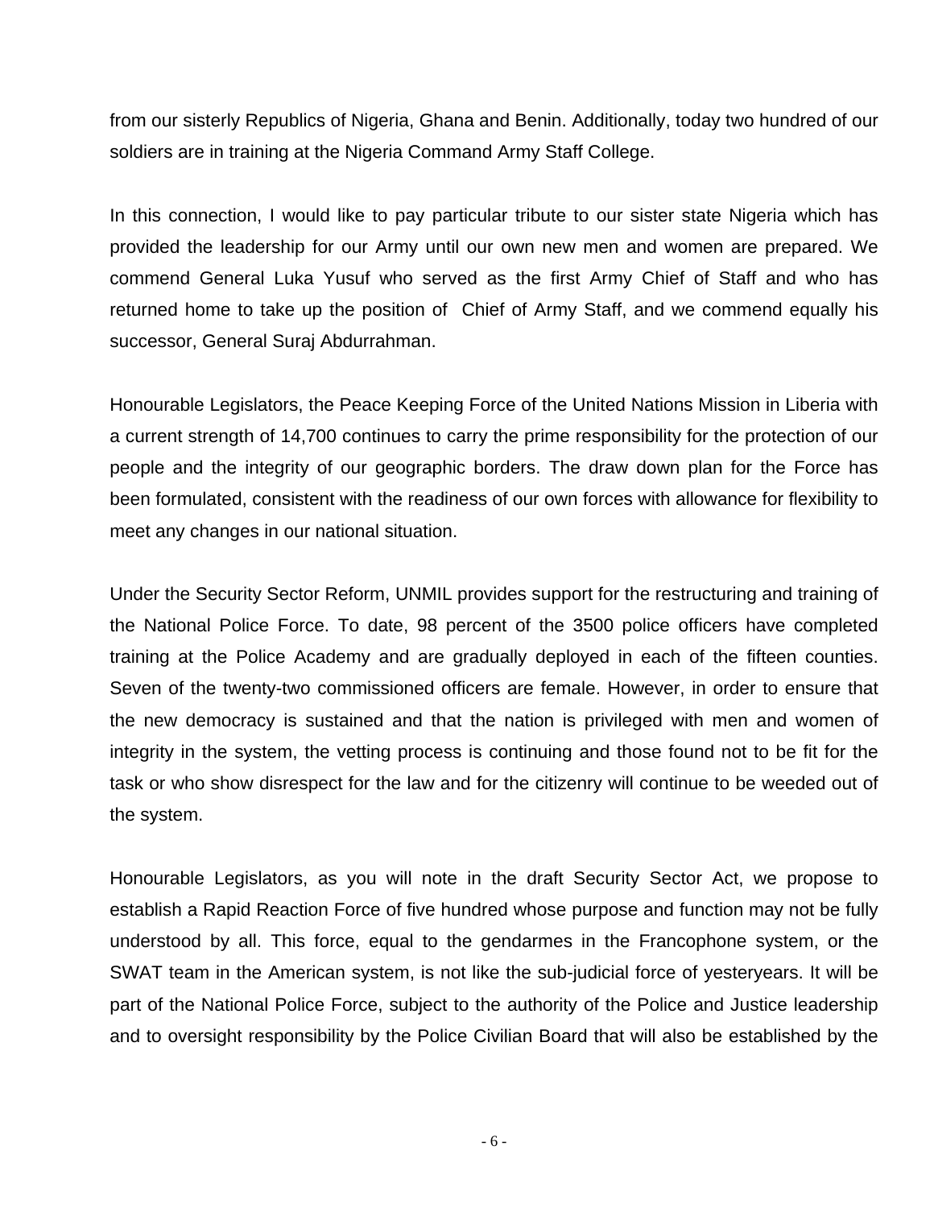from our sisterly Republics of Nigeria, Ghana and Benin. Additionally, today two hundred of our soldiers are in training at the Nigeria Command Army Staff College.

In this connection, I would like to pay particular tribute to our sister state Nigeria which has provided the leadership for our Army until our own new men and women are prepared. We commend General Luka Yusuf who served as the first Army Chief of Staff and who has returned home to take up the position of  Chief of Army Staff, and we commend equally his successor, General Suraj Abdurrahman.

Honourable Legislators, the Peace Keeping Force of the United Nations Mission in Liberia with a current strength of 14,700 continues to carry the prime responsibility for the protection of our people and the integrity of our geographic borders. The draw down plan for the Force has been formulated, consistent with the readiness of our own forces with allowance for flexibility to meet any changes in our national situation.

Under the Security Sector Reform, UNMIL provides support for the restructuring and training of the National Police Force. To date, 98 percent of the 3500 police officers have completed training at the Police Academy and are gradually deployed in each of the fifteen counties. Seven of the twenty-two commissioned officers are female. However, in order to ensure that the new democracy is sustained and that the nation is privileged with men and women of integrity in the system, the vetting process is continuing and those found not to be fit for the task or who show disrespect for the law and for the citizenry will continue to be weeded out of the system.

Honourable Legislators, as you will note in the draft Security Sector Act, we propose to establish a Rapid Reaction Force of five hundred whose purpose and function may not be fully understood by all. This force, equal to the gendarmes in the Francophone system, or the SWAT team in the American system, is not like the sub-judicial force of yesteryears. It will be part of the National Police Force, subject to the authority of the Police and Justice leadership and to oversight responsibility by the Police Civilian Board that will also be established by the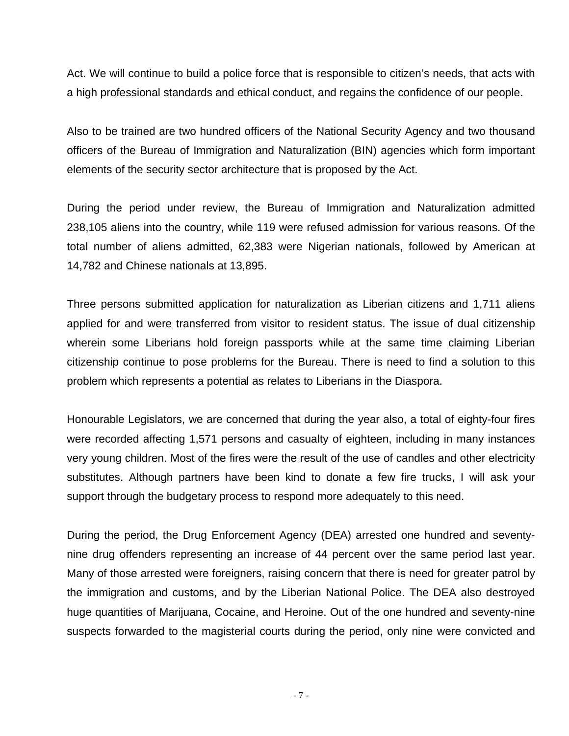Act. We will continue to build a police force that is responsible to citizen's needs, that acts with a high professional standards and ethical conduct, and regains the confidence of our people.

Also to be trained are two hundred officers of the National Security Agency and two thousand officers of the Bureau of Immigration and Naturalization (BIN) agencies which form important elements of the security sector architecture that is proposed by the Act.

During the period under review, the Bureau of Immigration and Naturalization admitted 238,105 aliens into the country, while 119 were refused admission for various reasons. Of the total number of aliens admitted, 62,383 were Nigerian nationals, followed by American at 14,782 and Chinese nationals at 13,895.

Three persons submitted application for naturalization as Liberian citizens and 1,711 aliens applied for and were transferred from visitor to resident status. The issue of dual citizenship wherein some Liberians hold foreign passports while at the same time claiming Liberian citizenship continue to pose problems for the Bureau. There is need to find a solution to this problem which represents a potential as relates to Liberians in the Diaspora.

Honourable Legislators, we are concerned that during the year also, a total of eighty-four fires were recorded affecting 1,571 persons and casualty of eighteen, including in many instances very young children. Most of the fires were the result of the use of candles and other electricity substitutes. Although partners have been kind to donate a few fire trucks, I will ask your support through the budgetary process to respond more adequately to this need.

During the period, the Drug Enforcement Agency (DEA) arrested one hundred and seventy-nine drug offenders representing an increase of 44 percent over the same period last year. Many of those arrested were foreigners, raising concern that there is need for greater patrol by the immigration and customs, and by the Liberian National Police. The DEA also destroyed huge quantities of Marijuana, Cocaine, and Heroine. Out of the one hundred and seventy-nine suspects forwarded to the magisterial courts during the period, only nine were convicted and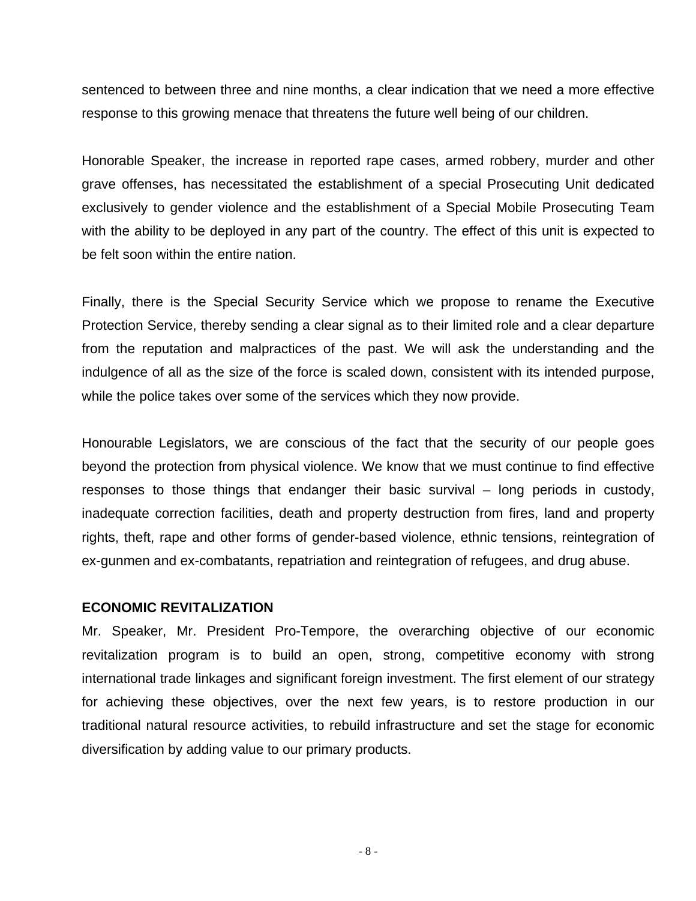sentenced to between three and nine months, a clear indication that we need a more effective response to this growing menace that threatens the future well being of our children.

Honorable Speaker, the increase in reported rape cases, armed robbery, murder and other grave offenses, has necessitated the establishment of a special Prosecuting Unit dedicated exclusively to gender violence and the establishment of a Special Mobile Prosecuting Team with the ability to be deployed in any part of the country. The effect of this unit is expected to be felt soon within the entire nation.

Finally, there is the Special Security Service which we propose to rename the Executive Protection Service, thereby sending a clear signal as to their limited role and a clear departure from the reputation and malpractices of the past. We will ask the understanding and the indulgence of all as the size of the force is scaled down, consistent with its intended purpose, while the police takes over some of the services which they now provide.

Honourable Legislators, we are conscious of the fact that the security of our people goes beyond the protection from physical violence. We know that we must continue to find effective responses to those things that endanger their basic survival – long periods in custody, inadequate correction facilities, death and property destruction from fires, land and property rights, theft, rape and other forms of gender-based violence, ethnic tensions, reintegration of ex-gunmen and ex-combatants, repatriation and reintegration of refugees, and drug abuse.

**ECONOMIC REVITALIZATION**

Mr. Speaker, Mr. President Pro-Tempore, the overarching objective of our economic revitalization program is to build an open, strong, competitive economy with strong international trade linkages and significant foreign investment. The first element of our strategy for achieving these objectives, over the next few years, is to restore production in our traditional natural resource activities, to rebuild infrastructure and set the stage for economic diversification by adding value to our primary products.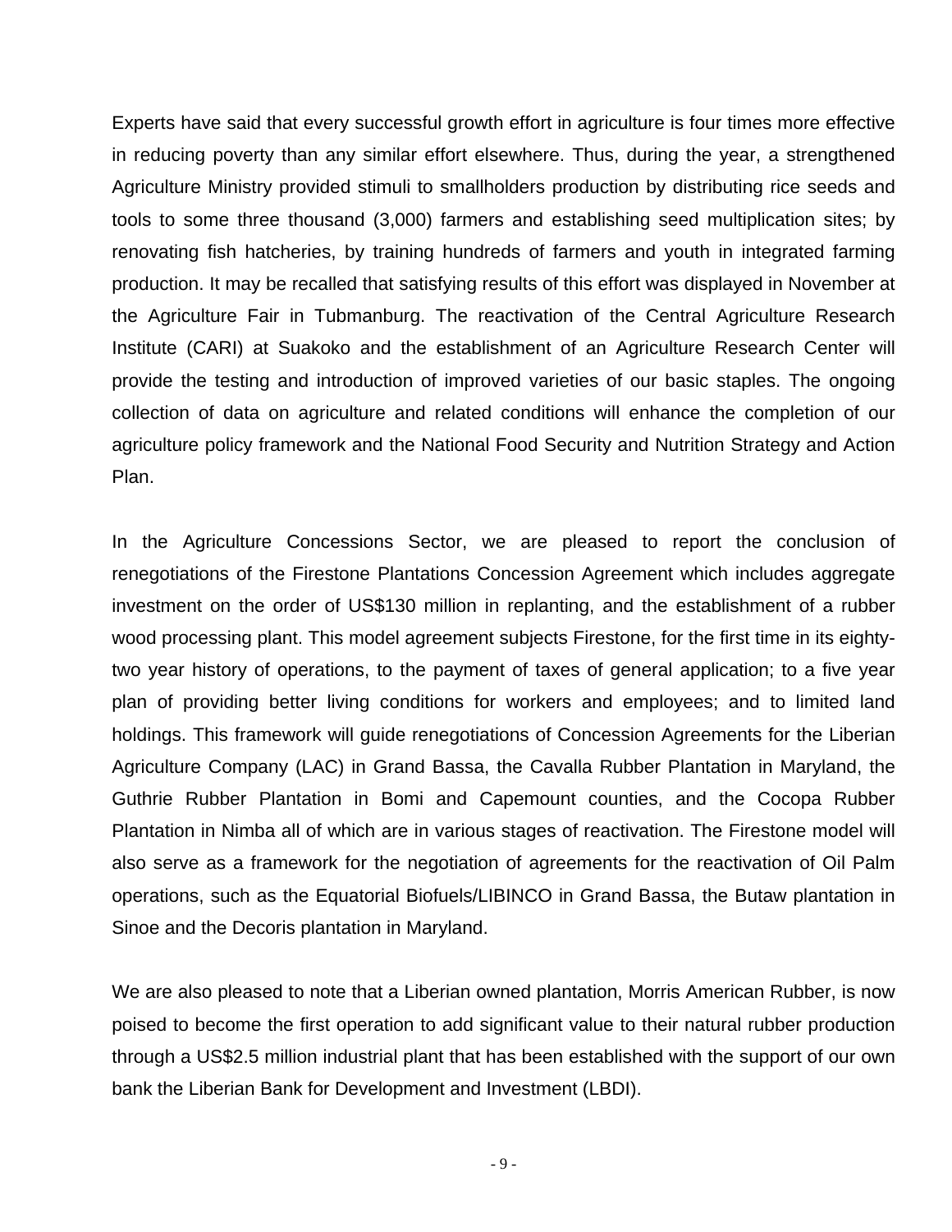Experts have said that every successful growth effort in agriculture is four times more effective in reducing poverty than any similar effort elsewhere. Thus, during the year, a strengthened Agriculture Ministry provided stimuli to smallholders production by distributing rice seeds and tools to some three thousand (3,000) farmers and establishing seed multiplication sites; by renovating fish hatcheries, by training hundreds of farmers and youth in integrated farming production. It may be recalled that satisfying results of this effort was displayed in November at the Agriculture Fair in Tubmanburg. The reactivation of the Central Agriculture Research Institute (CARI) at Suakoko and the establishment of an Agriculture Research Center will provide the testing and introduction of improved varieties of our basic staples. The ongoing collection of data on agriculture and related conditions will enhance the completion of our agriculture policy framework and the National Food Security and Nutrition Strategy and Action Plan.

In the Agriculture Concessions Sector, we are pleased to report the conclusion of renegotiations of the Firestone Plantations Concession Agreement which includes aggregate investment on the order of US$130 million in replanting, and the establishment of a rubber wood processing plant. This model agreement subjects Firestone, for the first time in its eighty-two year history of operations, to the payment of taxes of general application; to a five year plan of providing better living conditions for workers and employees; and to limited land holdings. This framework will guide renegotiations of Concession Agreements for the Liberian Agriculture Company (LAC) in Grand Bassa, the Cavalla Rubber Plantation in Maryland, the Guthrie Rubber Plantation in Bomi and Capemount counties, and the Cocopa Rubber Plantation in Nimba all of which are in various stages of reactivation. The Firestone model will also serve as a framework for the negotiation of agreements for the reactivation of Oil Palm operations, such as the Equatorial Biofuels/LIBINCO in Grand Bassa, the Butaw plantation in Sinoe and the Decoris plantation in Maryland.

We are also pleased to note that a Liberian owned plantation, Morris American Rubber, is now poised to become the first operation to add significant value to their natural rubber production through a US$2.5 million industrial plant that has been established with the support of our own bank the Liberian Bank for Development and Investment (LBDI).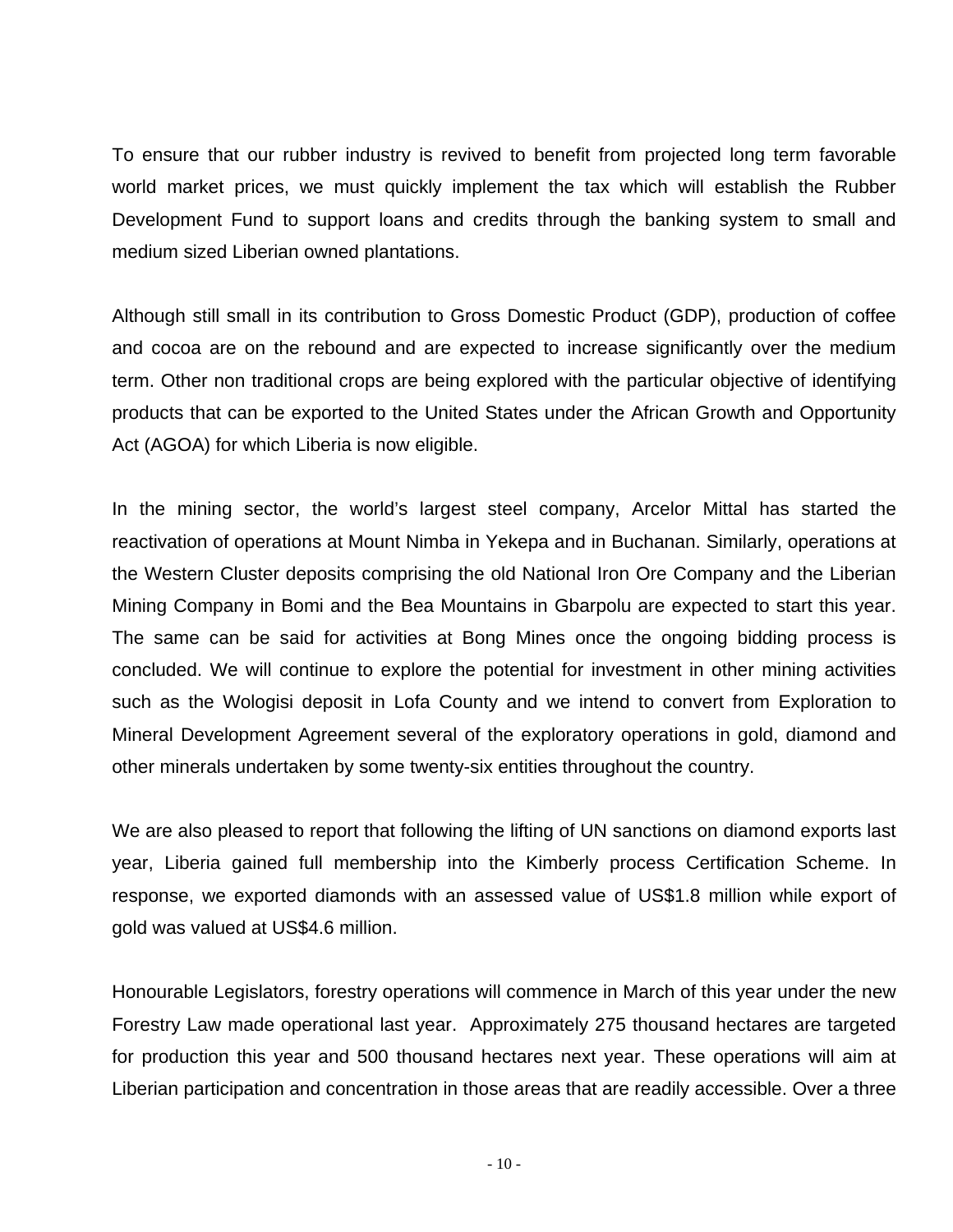To ensure that our rubber industry is revived to benefit from projected long term favorable world market prices, we must quickly implement the tax which will establish the Rubber Development Fund to support loans and credits through the banking system to small and medium sized Liberian owned plantations.

Although still small in its contribution to Gross Domestic Product (GDP), production of coffee and cocoa are on the rebound and are expected to increase significantly over the medium term. Other non traditional crops are being explored with the particular objective of identifying products that can be exported to the United States under the African Growth and Opportunity Act (AGOA) for which Liberia is now eligible.

In the mining sector, the world's largest steel company, Arcelor Mittal has started the reactivation of operations at Mount Nimba in Yekepa and in Buchanan. Similarly, operations at the Western Cluster deposits comprising the old National Iron Ore Company and the Liberian Mining Company in Bomi and the Bea Mountains in Gbarpolu are expected to start this year. The same can be said for activities at Bong Mines once the ongoing bidding process is concluded. We will continue to explore the potential for investment in other mining activities such as the Wologisi deposit in Lofa County and we intend to convert from Exploration to Mineral Development Agreement several of the exploratory operations in gold, diamond and other minerals undertaken by some twenty-six entities throughout the country.

We are also pleased to report that following the lifting of UN sanctions on diamond exports last year, Liberia gained full membership into the Kimberly process Certification Scheme. In response, we exported diamonds with an assessed value of US$1.8 million while export of gold was valued at US$4.6 million.

Honourable Legislators, forestry operations will commence in March of this year under the new Forestry Law made operational last year. Approximately 275 thousand hectares are targeted for production this year and 500 thousand hectares next year. These operations will aim at Liberian participation and concentration in those areas that are readily accessible. Over a three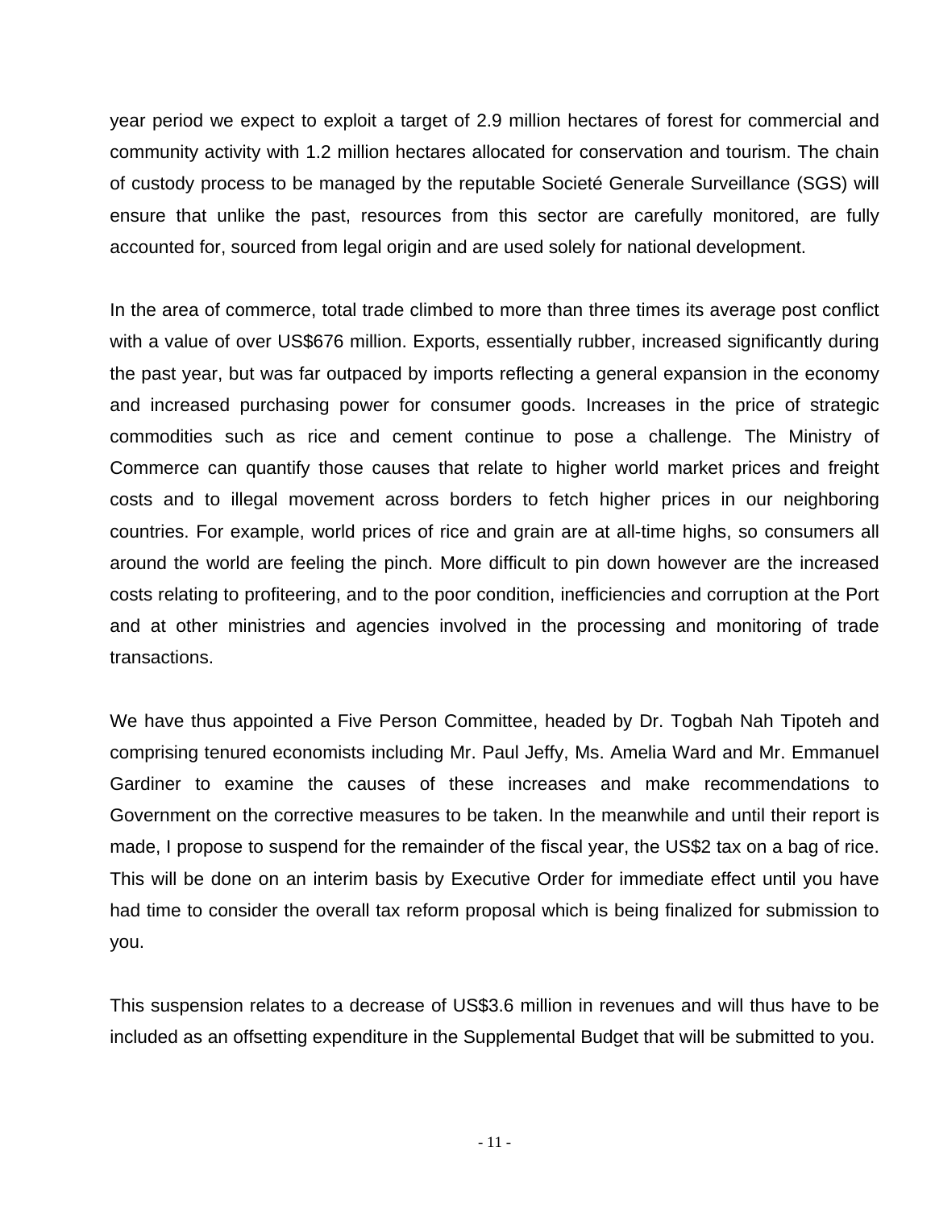year period we expect to exploit a target of 2.9 million hectares of forest for commercial and community activity with 1.2 million hectares allocated for conservation and tourism. The chain of custody process to be managed by the reputable Societé Generale Surveillance (SGS) will ensure that unlike the past, resources from this sector are carefully monitored, are fully accounted for, sourced from legal origin and are used solely for national development.

In the area of commerce, total trade climbed to more than three times its average post conflict with a value of over US$676 million. Exports, essentially rubber, increased significantly during the past year, but was far outpaced by imports reflecting a general expansion in the economy and increased purchasing power for consumer goods. Increases in the price of strategic commodities such as rice and cement continue to pose a challenge. The Ministry of Commerce can quantify those causes that relate to higher world market prices and freight costs and to illegal movement across borders to fetch higher prices in our neighboring countries. For example, world prices of rice and grain are at all-time highs, so consumers all around the world are feeling the pinch. More difficult to pin down however are the increased costs relating to profiteering, and to the poor condition, inefficiencies and corruption at the Port and at other ministries and agencies involved in the processing and monitoring of trade transactions.

We have thus appointed a Five Person Committee, headed by Dr. Togbah Nah Tipoteh and comprising tenured economists including Mr. Paul Jeffy, Ms. Amelia Ward and Mr. Emmanuel Gardiner to examine the causes of these increases and make recommendations to Government on the corrective measures to be taken. In the meanwhile and until their report is made, I propose to suspend for the remainder of the fiscal year, the US$2 tax on a bag of rice. This will be done on an interim basis by Executive Order for immediate effect until you have had time to consider the overall tax reform proposal which is being finalized for submission to you.

This suspension relates to a decrease of US$3.6 million in revenues and will thus have to be included as an offsetting expenditure in the Supplemental Budget that will be submitted to you.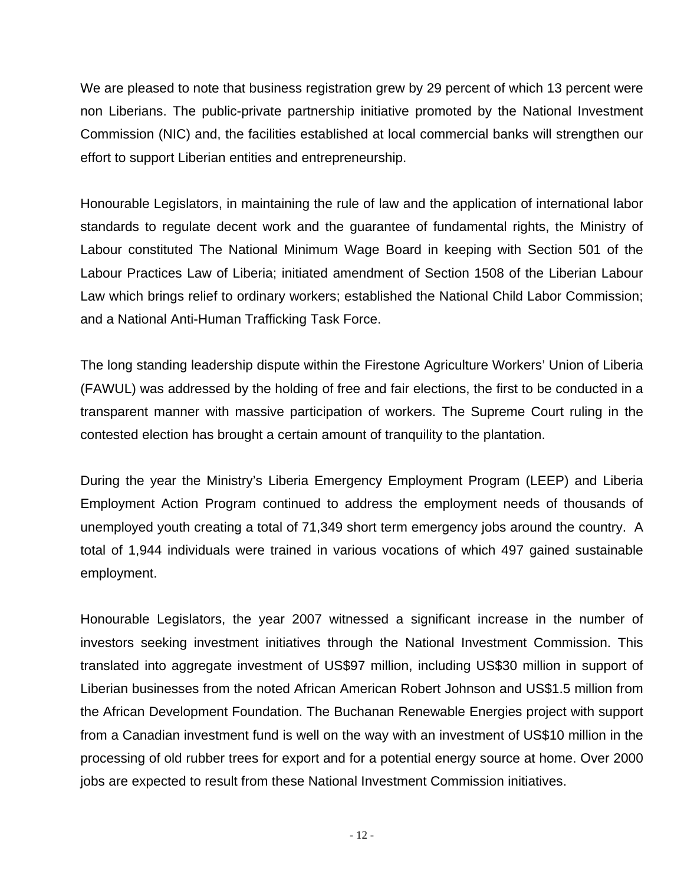We are pleased to note that business registration grew by 29 percent of which 13 percent were non Liberians. The public-private partnership initiative promoted by the National Investment Commission (NIC) and, the facilities established at local commercial banks will strengthen our effort to support Liberian entities and entrepreneurship.

Honourable Legislators, in maintaining the rule of law and the application of international labor standards to regulate decent work and the guarantee of fundamental rights, the Ministry of Labour constituted The National Minimum Wage Board in keeping with Section 501 of the Labour Practices Law of Liberia; initiated amendment of Section 1508 of the Liberian Labour Law which brings relief to ordinary workers; established the National Child Labor Commission; and a National Anti-Human Trafficking Task Force.

The long standing leadership dispute within the Firestone Agriculture Workers' Union of Liberia (FAWUL) was addressed by the holding of free and fair elections, the first to be conducted in a transparent manner with massive participation of workers. The Supreme Court ruling in the contested election has brought a certain amount of tranquility to the plantation.

During the year the Ministry's Liberia Emergency Employment Program (LEEP) and Liberia Employment Action Program continued to address the employment needs of thousands of unemployed youth creating a total of 71,349 short term emergency jobs around the country. A total of 1,944 individuals were trained in various vocations of which 497 gained sustainable employment.

Honourable Legislators, the year 2007 witnessed a significant increase in the number of investors seeking investment initiatives through the National Investment Commission. This translated into aggregate investment of US$97 million, including US$30 million in support of Liberian businesses from the noted African American Robert Johnson and US$1.5 million from the African Development Foundation. The Buchanan Renewable Energies project with support from a Canadian investment fund is well on the way with an investment of US$10 million in the processing of old rubber trees for export and for a potential energy source at home. Over 2000 jobs are expected to result from these National Investment Commission initiatives.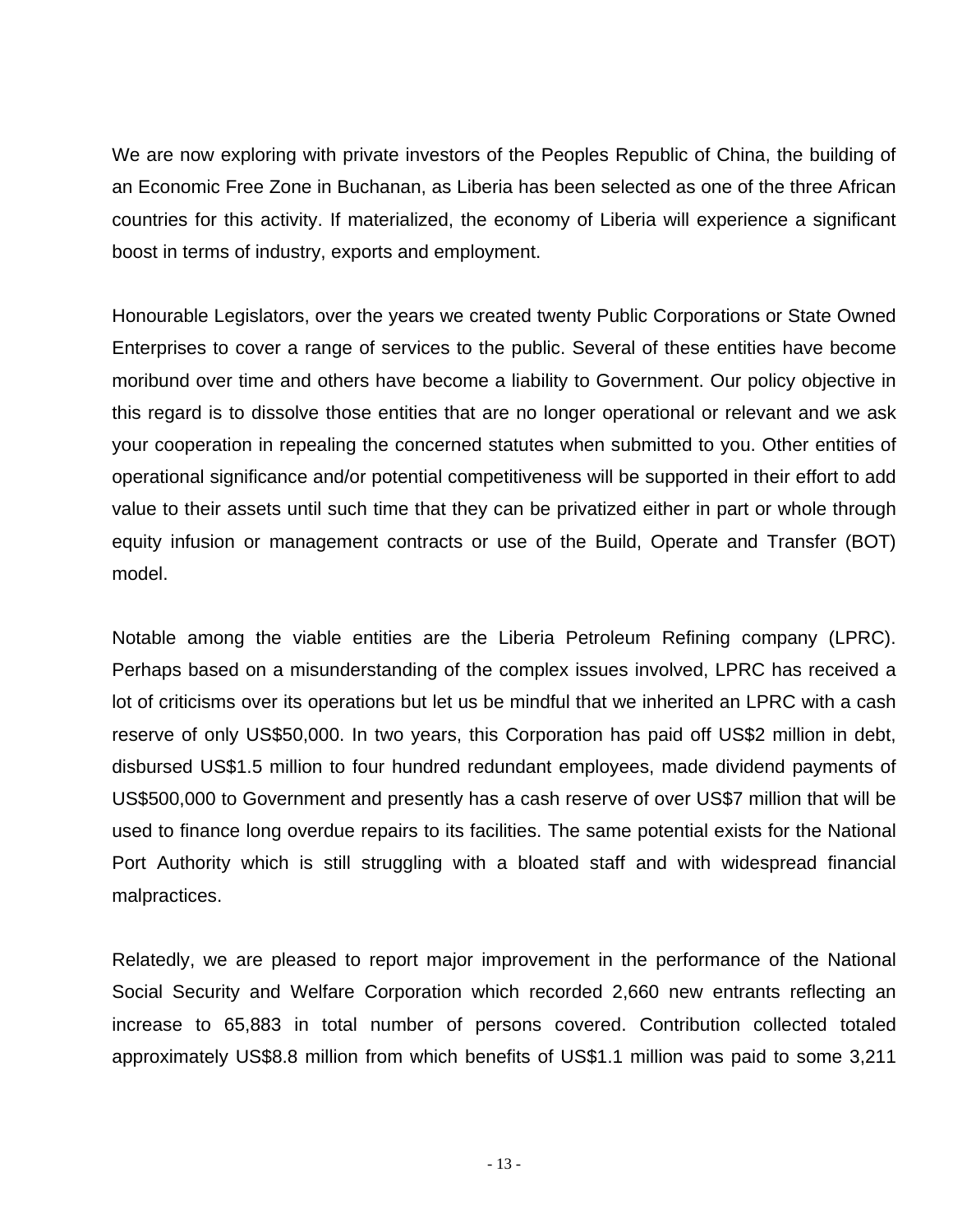We are now exploring with private investors of the Peoples Republic of China, the building of an Economic Free Zone in Buchanan, as Liberia has been selected as one of the three African countries for this activity. If materialized, the economy of Liberia will experience a significant boost in terms of industry, exports and employment.

Honourable Legislators, over the years we created twenty Public Corporations or State Owned Enterprises to cover a range of services to the public. Several of these entities have become moribund over time and others have become a liability to Government. Our policy objective in this regard is to dissolve those entities that are no longer operational or relevant and we ask your cooperation in repealing the concerned statutes when submitted to you. Other entities of operational significance and/or potential competitiveness will be supported in their effort to add value to their assets until such time that they can be privatized either in part or whole through equity infusion or management contracts or use of the Build, Operate and Transfer (BOT) model.

Notable among the viable entities are the Liberia Petroleum Refining company (LPRC). Perhaps based on a misunderstanding of the complex issues involved, LPRC has received a lot of criticisms over its operations but let us be mindful that we inherited an LPRC with a cash reserve of only US$50,000. In two years, this Corporation has paid off US$2 million in debt, disbursed US$1.5 million to four hundred redundant employees, made dividend payments of US$500,000 to Government and presently has a cash reserve of over US$7 million that will be used to finance long overdue repairs to its facilities. The same potential exists for the National Port Authority which is still struggling with a bloated staff and with widespread financial malpractices.

Relatedly, we are pleased to report major improvement in the performance of the National Social Security and Welfare Corporation which recorded 2,660 new entrants reflecting an increase to 65,883 in total number of persons covered. Contribution collected totaled approximately US$8.8 million from which benefits of US$1.1 million was paid to some 3,211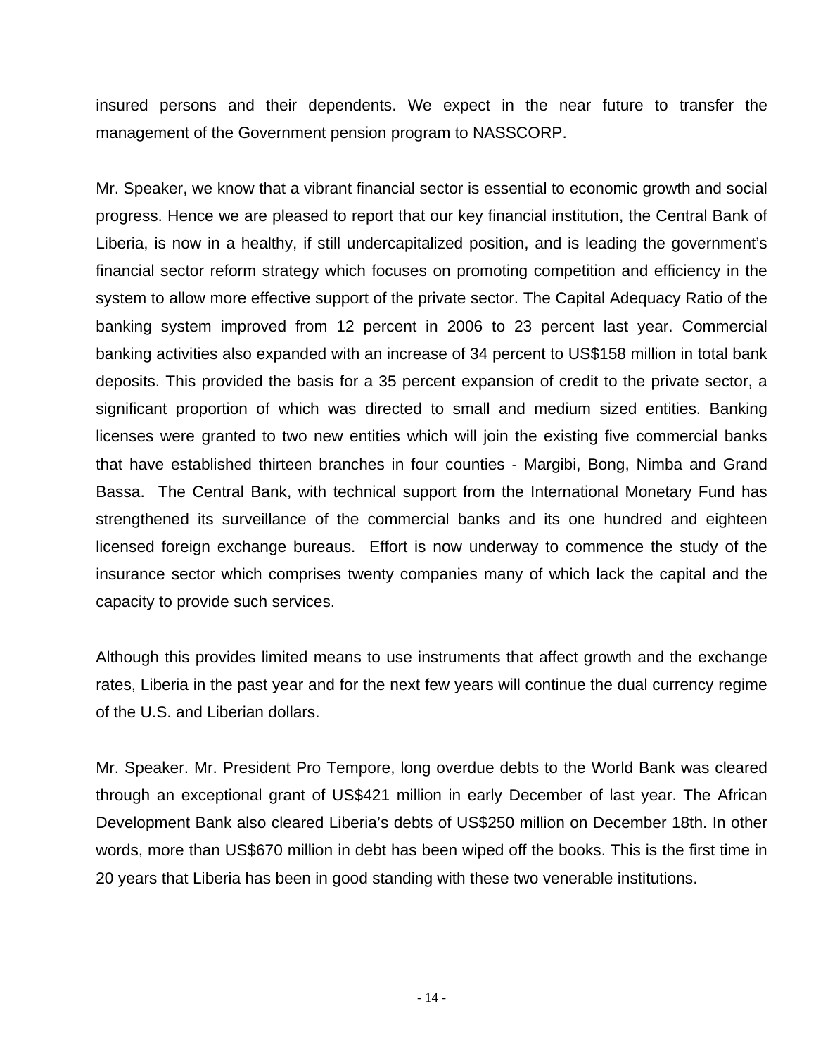insured persons and their dependents. We expect in the near future to transfer the management of the Government pension program to NASSCORP.

Mr. Speaker, we know that a vibrant financial sector is essential to economic growth and social progress. Hence we are pleased to report that our key financial institution, the Central Bank of Liberia, is now in a healthy, if still undercapitalized position, and is leading the government's financial sector reform strategy which focuses on promoting competition and efficiency in the system to allow more effective support of the private sector. The Capital Adequacy Ratio of the banking system improved from 12 percent in 2006 to 23 percent last year. Commercial banking activities also expanded with an increase of 34 percent to US$158 million in total bank deposits. This provided the basis for a 35 percent expansion of credit to the private sector, a significant proportion of which was directed to small and medium sized entities. Banking licenses were granted to two new entities which will join the existing five commercial banks that have established thirteen branches in four counties - Margibi, Bong, Nimba and Grand Bassa. The Central Bank, with technical support from the International Monetary Fund has strengthened its surveillance of the commercial banks and its one hundred and eighteen licensed foreign exchange bureaus. Effort is now underway to commence the study of the insurance sector which comprises twenty companies many of which lack the capital and the capacity to provide such services.

Although this provides limited means to use instruments that affect growth and the exchange rates, Liberia in the past year and for the next few years will continue the dual currency regime of the U.S. and Liberian dollars.

Mr. Speaker. Mr. President Pro Tempore, long overdue debts to the World Bank was cleared through an exceptional grant of US$421 million in early December of last year. The African Development Bank also cleared Liberia's debts of US$250 million on December 18th. In other words, more than US$670 million in debt has been wiped off the books. This is the first time in 20 years that Liberia has been in good standing with these two venerable institutions.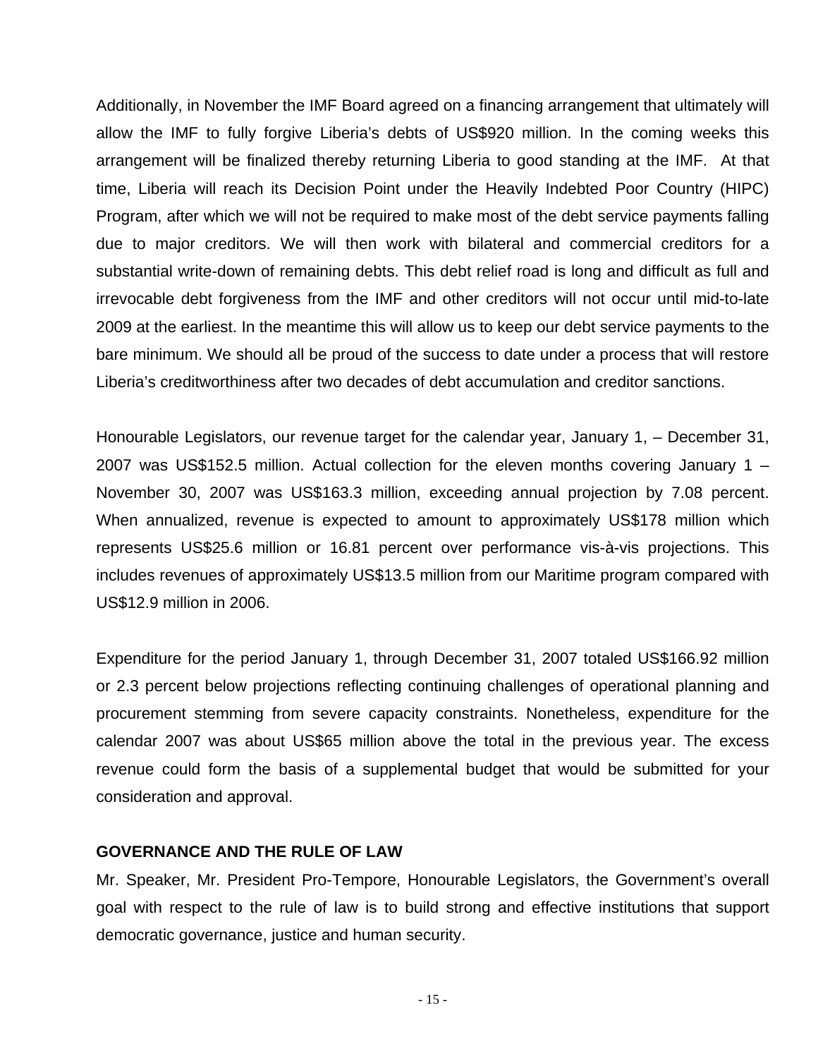Additionally, in November the IMF Board agreed on a financing arrangement that ultimately will allow the IMF to fully forgive Liberia's debts of US$920 million. In the coming weeks this arrangement will be finalized thereby returning Liberia to good standing at the IMF. At that time, Liberia will reach its Decision Point under the Heavily Indebted Poor Country (HIPC) Program, after which we will not be required to make most of the debt service payments falling due to major creditors. We will then work with bilateral and commercial creditors for a substantial write-down of remaining debts. This debt relief road is long and difficult as full and irrevocable debt forgiveness from the IMF and other creditors will not occur until mid-to-late 2009 at the earliest. In the meantime this will allow us to keep our debt service payments to the bare minimum. We should all be proud of the success to date under a process that will restore Liberia's creditworthiness after two decades of debt accumulation and creditor sanctions.

Honourable Legislators, our revenue target for the calendar year, January 1, – December 31, 2007 was US$152.5 million. Actual collection for the eleven months covering January 1 – November 30, 2007 was US$163.3 million, exceeding annual projection by 7.08 percent. When annualized, revenue is expected to amount to approximately US$178 million which represents US$25.6 million or 16.81 percent over performance vis-à-vis projections. This includes revenues of approximately US$13.5 million from our Maritime program compared with US$12.9 million in 2006.

Expenditure for the period January 1, through December 31, 2007 totaled US$166.92 million or 2.3 percent below projections reflecting continuing challenges of operational planning and procurement stemming from severe capacity constraints. Nonetheless, expenditure for the calendar 2007 was about US$65 million above the total in the previous year. The excess revenue could form the basis of a supplemental budget that would be submitted for your consideration and approval.

## GOVERNANCE AND THE RULE OF LAW

Mr. Speaker, Mr. President Pro-Tempore, Honourable Legislators, the Government's overall goal with respect to the rule of law is to build strong and effective institutions that support democratic governance, justice and human security.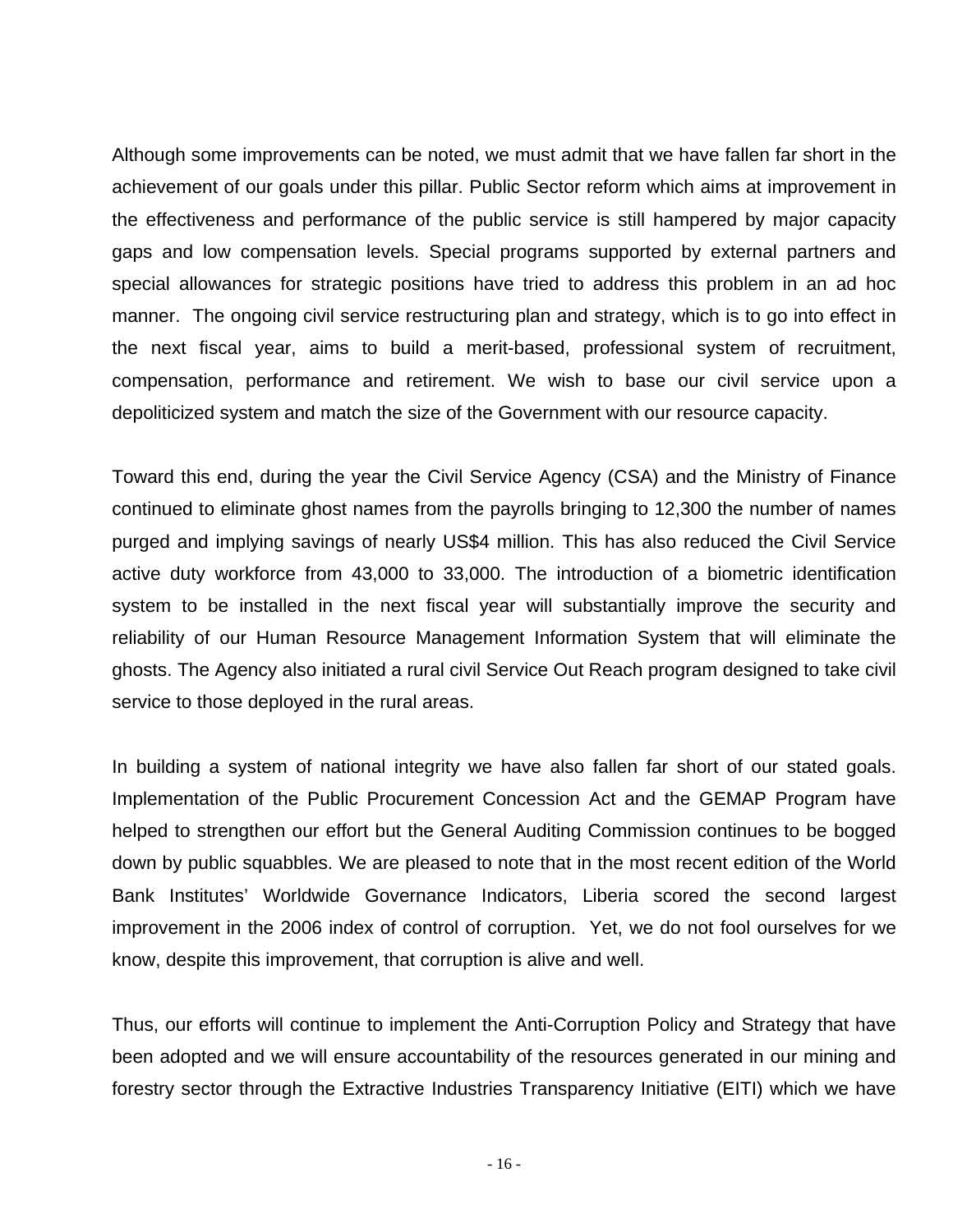Although some improvements can be noted, we must admit that we have fallen far short in the achievement of our goals under this pillar. Public Sector reform which aims at improvement in the effectiveness and performance of the public service is still hampered by major capacity gaps and low compensation levels. Special programs supported by external partners and special allowances for strategic positions have tried to address this problem in an ad hoc manner. The ongoing civil service restructuring plan and strategy, which is to go into effect in the next fiscal year, aims to build a merit-based, professional system of recruitment, compensation, performance and retirement. We wish to base our civil service upon a depoliticized system and match the size of the Government with our resource capacity.

Toward this end, during the year the Civil Service Agency (CSA) and the Ministry of Finance continued to eliminate ghost names from the payrolls bringing to 12,300 the number of names purged and implying savings of nearly US$4 million. This has also reduced the Civil Service active duty workforce from 43,000 to 33,000. The introduction of a biometric identification system to be installed in the next fiscal year will substantially improve the security and reliability of our Human Resource Management Information System that will eliminate the ghosts. The Agency also initiated a rural civil Service Out Reach program designed to take civil service to those deployed in the rural areas.

In building a system of national integrity we have also fallen far short of our stated goals. Implementation of the Public Procurement Concession Act and the GEMAP Program have helped to strengthen our effort but the General Auditing Commission continues to be bogged down by public squabbles. We are pleased to note that in the most recent edition of the World Bank Institutes' Worldwide Governance Indicators, Liberia scored the second largest improvement in the 2006 index of control of corruption. Yet, we do not fool ourselves for we know, despite this improvement, that corruption is alive and well.

Thus, our efforts will continue to implement the Anti-Corruption Policy and Strategy that have been adopted and we will ensure accountability of the resources generated in our mining and forestry sector through the Extractive Industries Transparency Initiative (EITI) which we have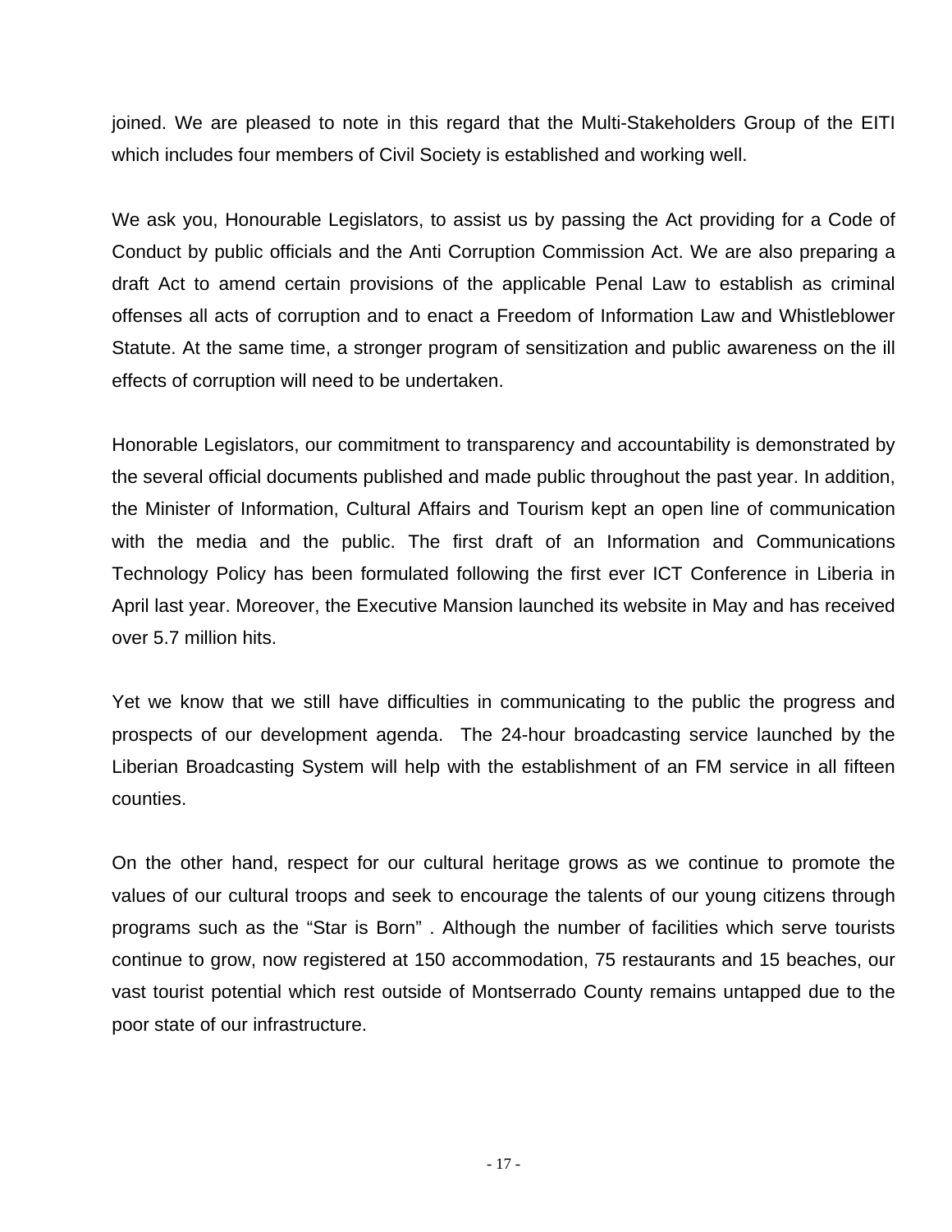joined. We are pleased to note in this regard that the Multi-Stakeholders Group of the EITI which includes four members of Civil Society is established and working well.

We ask you, Honourable Legislators, to assist us by passing the Act providing for a Code of Conduct by public officials and the Anti Corruption Commission Act. We are also preparing a draft Act to amend certain provisions of the applicable Penal Law to establish as criminal offenses all acts of corruption and to enact a Freedom of Information Law and Whistleblower Statute. At the same time, a stronger program of sensitization and public awareness on the ill effects of corruption will need to be undertaken.

Honorable Legislators, our commitment to transparency and accountability is demonstrated by the several official documents published and made public throughout the past year. In addition, the Minister of Information, Cultural Affairs and Tourism kept an open line of communication with the media and the public. The first draft of an Information and Communications Technology Policy has been formulated following the first ever ICT Conference in Liberia in April last year. Moreover, the Executive Mansion launched its website in May and has received over 5.7 million hits.

Yet we know that we still have difficulties in communicating to the public the progress and prospects of our development agenda. The 24-hour broadcasting service launched by the Liberian Broadcasting System will help with the establishment of an FM service in all fifteen counties.

On the other hand, respect for our cultural heritage grows as we continue to promote the values of our cultural troops and seek to encourage the talents of our young citizens through programs such as the "Star is Born" . Although the number of facilities which serve tourists continue to grow, now registered at 150 accommodation, 75 restaurants and 15 beaches, our vast tourist potential which rest outside of Montserrado County remains untapped due to the poor state of our infrastructure.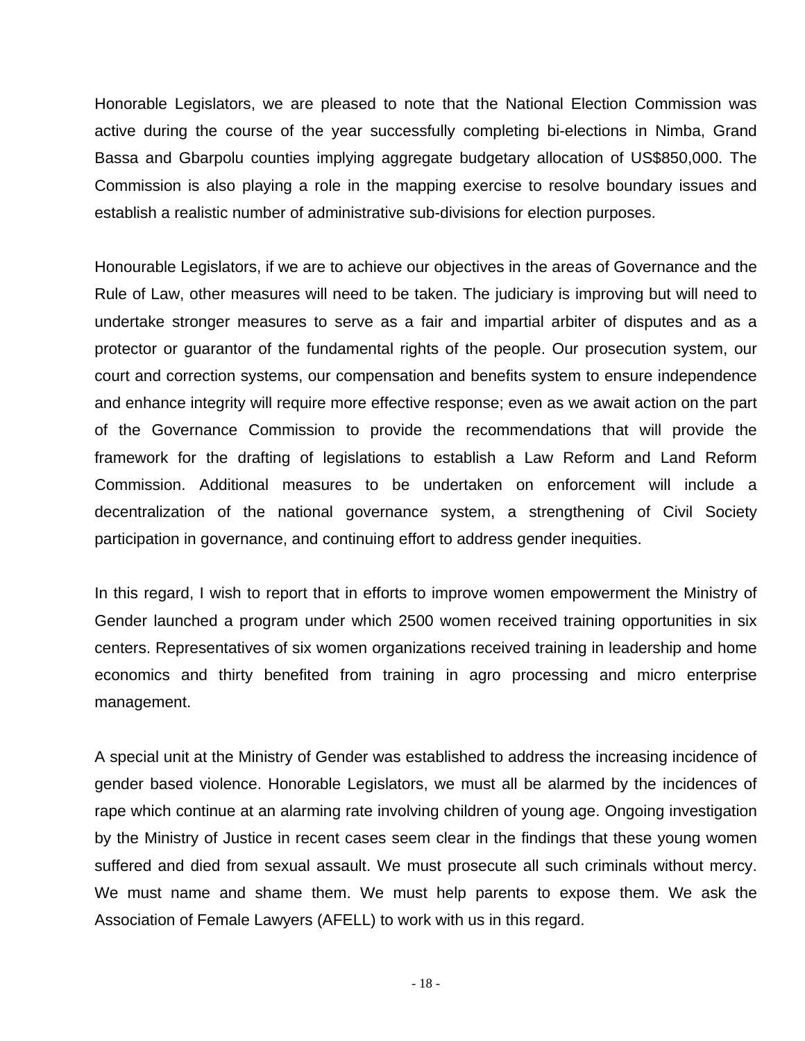Honorable Legislators, we are pleased to note that the National Election Commission was active during the course of the year successfully completing bi-elections in Nimba, Grand Bassa and Gbarpolu counties implying aggregate budgetary allocation of US$850,000. The Commission is also playing a role in the mapping exercise to resolve boundary issues and establish a realistic number of administrative sub-divisions for election purposes.

Honourable Legislators, if we are to achieve our objectives in the areas of Governance and the Rule of Law, other measures will need to be taken. The judiciary is improving but will need to undertake stronger measures to serve as a fair and impartial arbiter of disputes and as a protector or guarantor of the fundamental rights of the people. Our prosecution system, our court and correction systems, our compensation and benefits system to ensure independence and enhance integrity will require more effective response; even as we await action on the part of the Governance Commission to provide the recommendations that will provide the framework for the drafting of legislations to establish a Law Reform and Land Reform Commission. Additional measures to be undertaken on enforcement will include a decentralization of the national governance system, a strengthening of Civil Society participation in governance, and continuing effort to address gender inequities.

In this regard, I wish to report that in efforts to improve women empowerment the Ministry of Gender launched a program under which 2500 women received training opportunities in six centers. Representatives of six women organizations received training in leadership and home economics and thirty benefited from training in agro processing and micro enterprise management.

A special unit at the Ministry of Gender was established to address the increasing incidence of gender based violence. Honorable Legislators, we must all be alarmed by the incidences of rape which continue at an alarming rate involving children of young age. Ongoing investigation by the Ministry of Justice in recent cases seem clear in the findings that these young women suffered and died from sexual assault. We must prosecute all such criminals without mercy. We must name and shame them. We must help parents to expose them. We ask the Association of Female Lawyers (AFELL) to work with us in this regard.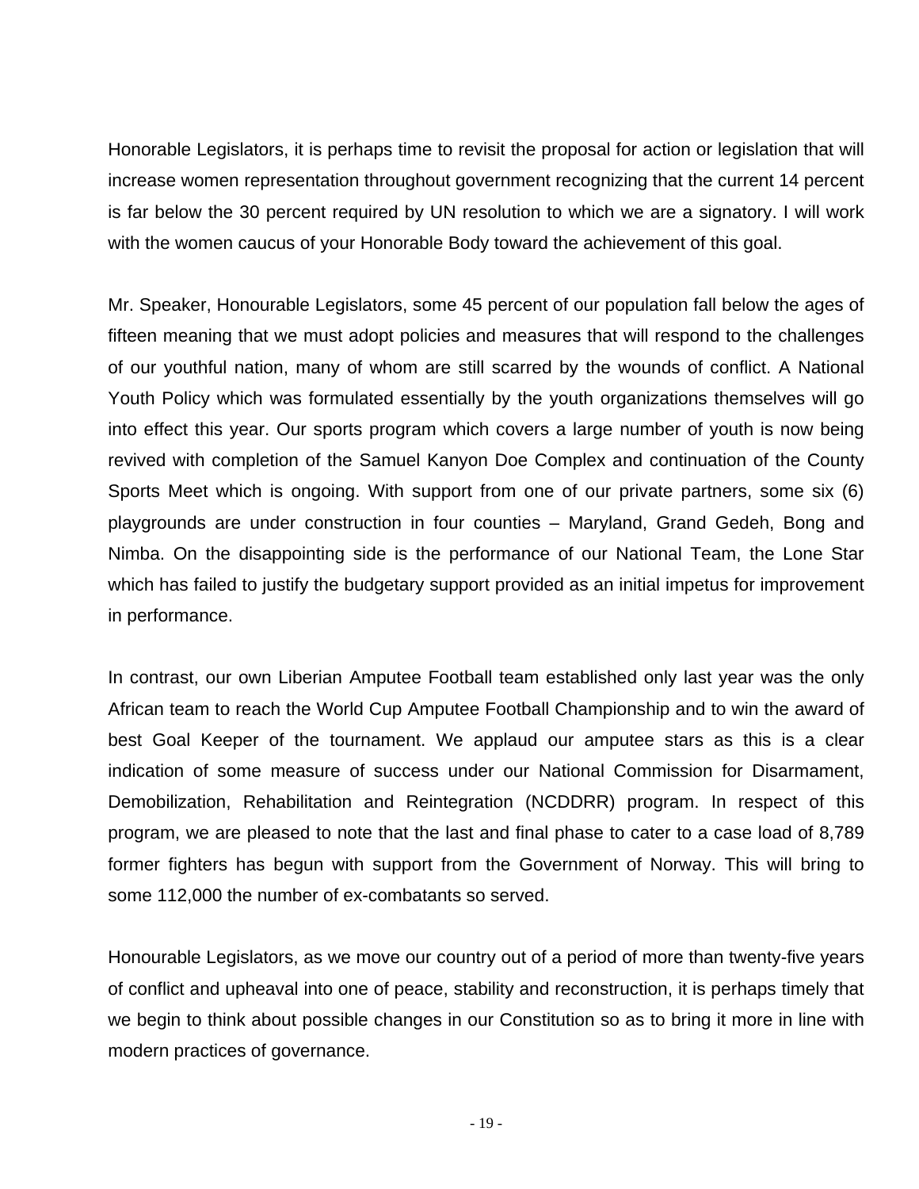Honorable Legislators, it is perhaps time to revisit the proposal for action or legislation that will increase women representation throughout government recognizing that the current 14 percent is far below the 30 percent required by UN resolution to which we are a signatory. I will work with the women caucus of your Honorable Body toward the achievement of this goal.

Mr. Speaker, Honourable Legislators, some 45 percent of our population fall below the ages of fifteen meaning that we must adopt policies and measures that will respond to the challenges of our youthful nation, many of whom are still scarred by the wounds of conflict. A National Youth Policy which was formulated essentially by the youth organizations themselves will go into effect this year. Our sports program which covers a large number of youth is now being revived with completion of the Samuel Kanyon Doe Complex and continuation of the County Sports Meet which is ongoing. With support from one of our private partners, some six (6) playgrounds are under construction in four counties – Maryland, Grand Gedeh, Bong and Nimba. On the disappointing side is the performance of our National Team, the Lone Star which has failed to justify the budgetary support provided as an initial impetus for improvement in performance.

In contrast, our own Liberian Amputee Football team established only last year was the only African team to reach the World Cup Amputee Football Championship and to win the award of best Goal Keeper of the tournament. We applaud our amputee stars as this is a clear indication of some measure of success under our National Commission for Disarmament, Demobilization, Rehabilitation and Reintegration (NCDDRR) program. In respect of this program, we are pleased to note that the last and final phase to cater to a case load of 8,789 former fighters has begun with support from the Government of Norway. This will bring to some 112,000 the number of ex-combatants so served.

Honourable Legislators, as we move our country out of a period of more than twenty-five years of conflict and upheaval into one of peace, stability and reconstruction, it is perhaps timely that we begin to think about possible changes in our Constitution so as to bring it more in line with modern practices of governance.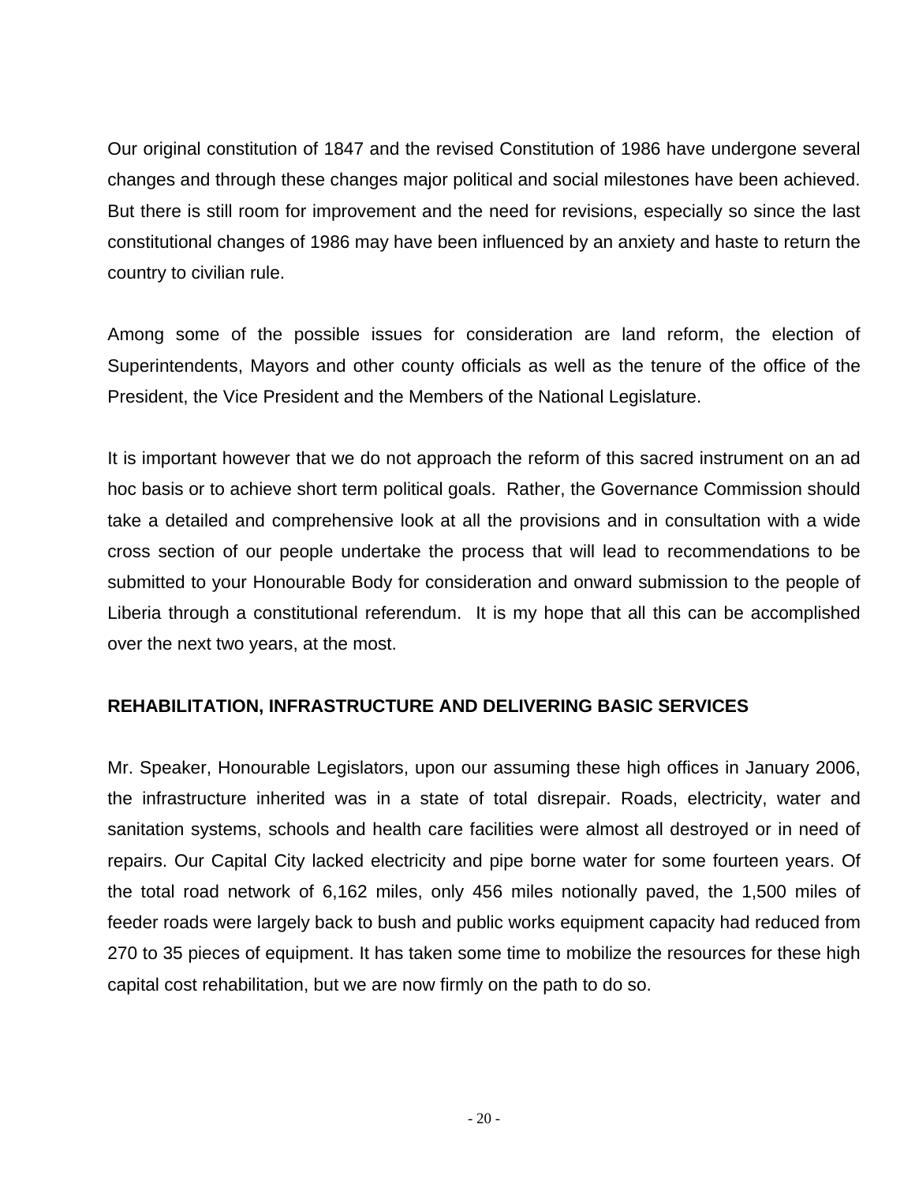Our original constitution of 1847 and the revised Constitution of 1986 have undergone several changes and through these changes major political and social milestones have been achieved. But there is still room for improvement and the need for revisions, especially so since the last constitutional changes of 1986 may have been influenced by an anxiety and haste to return the country to civilian rule.

Among some of the possible issues for consideration are land reform, the election of Superintendents, Mayors and other county officials as well as the tenure of the office of the President, the Vice President and the Members of the National Legislature.

It is important however that we do not approach the reform of this sacred instrument on an ad hoc basis or to achieve short term political goals. Rather, the Governance Commission should take a detailed and comprehensive look at all the provisions and in consultation with a wide cross section of our people undertake the process that will lead to recommendations to be submitted to your Honourable Body for consideration and onward submission to the people of Liberia through a constitutional referendum. It is my hope that all this can be accomplished over the next two years, at the most.

**REHABILITATION, INFRASTRUCTURE AND DELIVERING BASIC SERVICES**

Mr. Speaker, Honourable Legislators, upon our assuming these high offices in January 2006, the infrastructure inherited was in a state of total disrepair. Roads, electricity, water and sanitation systems, schools and health care facilities were almost all destroyed or in need of repairs. Our Capital City lacked electricity and pipe borne water for some fourteen years. Of the total road network of 6,162 miles, only 456 miles notionally paved, the 1,500 miles of feeder roads were largely back to bush and public works equipment capacity had reduced from 270 to 35 pieces of equipment. It has taken some time to mobilize the resources for these high capital cost rehabilitation, but we are now firmly on the path to do so.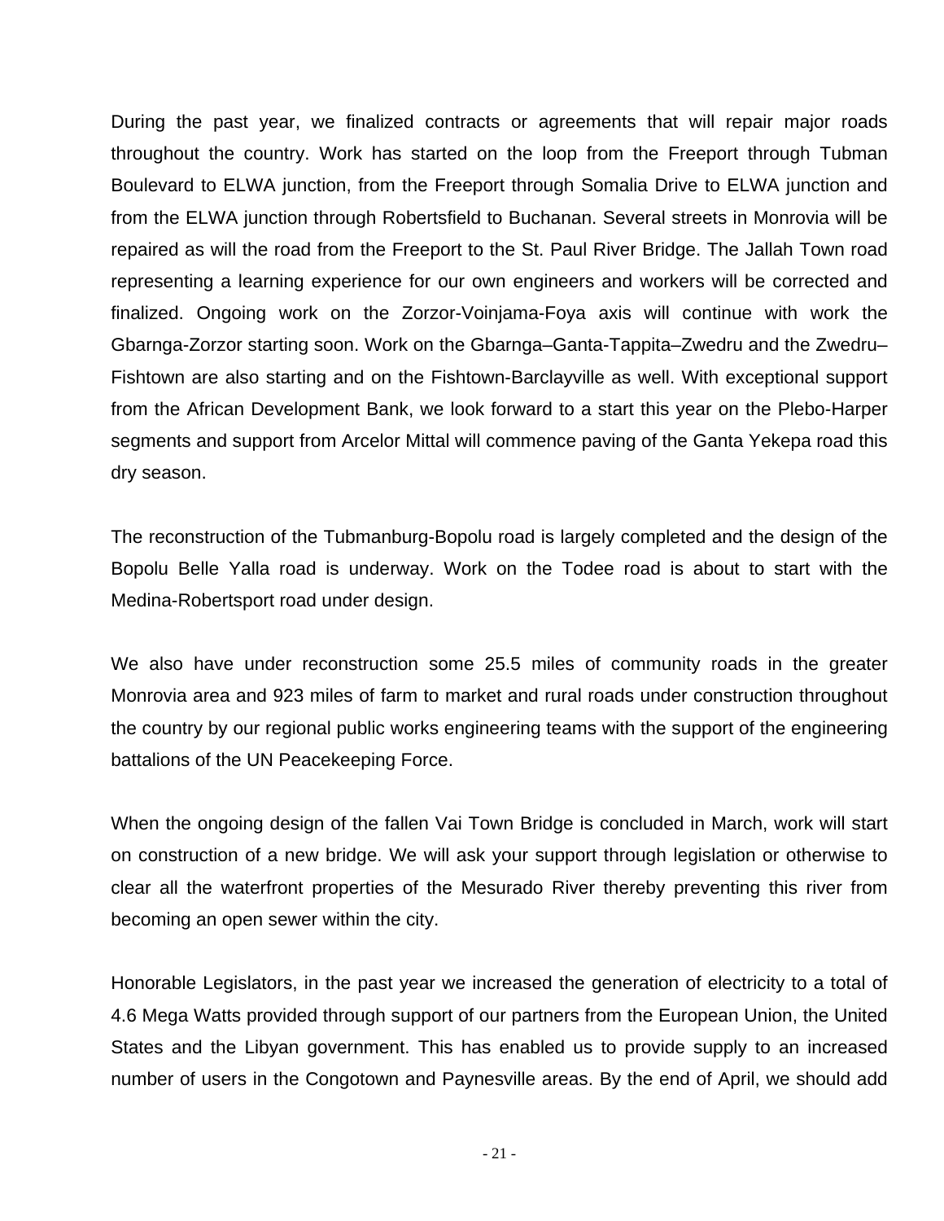During the past year, we finalized contracts or agreements that will repair major roads throughout the country. Work has started on the loop from the Freeport through Tubman Boulevard to ELWA junction, from the Freeport through Somalia Drive to ELWA junction and from the ELWA junction through Robertsfield to Buchanan. Several streets in Monrovia will be repaired as will the road from the Freeport to the St. Paul River Bridge. The Jallah Town road representing a learning experience for our own engineers and workers will be corrected and finalized. Ongoing work on the Zorzor-Voinjama-Foya axis will continue with work the Gbarnga-Zorzor starting soon. Work on the Gbarnga–Ganta-Tappita–Zwedru and the Zwedru–Fishtown are also starting and on the Fishtown-Barclayville as well. With exceptional support from the African Development Bank, we look forward to a start this year on the Plebo-Harper segments and support from Arcelor Mittal will commence paving of the Ganta Yekepa road this dry season.

The reconstruction of the Tubmanburg-Bopolu road is largely completed and the design of the Bopolu Belle Yalla road is underway. Work on the Todee road is about to start with the Medina-Robertsport road under design.

We also have under reconstruction some 25.5 miles of community roads in the greater Monrovia area and 923 miles of farm to market and rural roads under construction throughout the country by our regional public works engineering teams with the support of the engineering battalions of the UN Peacekeeping Force.

When the ongoing design of the fallen Vai Town Bridge is concluded in March, work will start on construction of a new bridge. We will ask your support through legislation or otherwise to clear all the waterfront properties of the Mesurado River thereby preventing this river from becoming an open sewer within the city.

Honorable Legislators, in the past year we increased the generation of electricity to a total of 4.6 Mega Watts provided through support of our partners from the European Union, the United States and the Libyan government. This has enabled us to provide supply to an increased number of users in the Congotown and Paynesville areas. By the end of April, we should add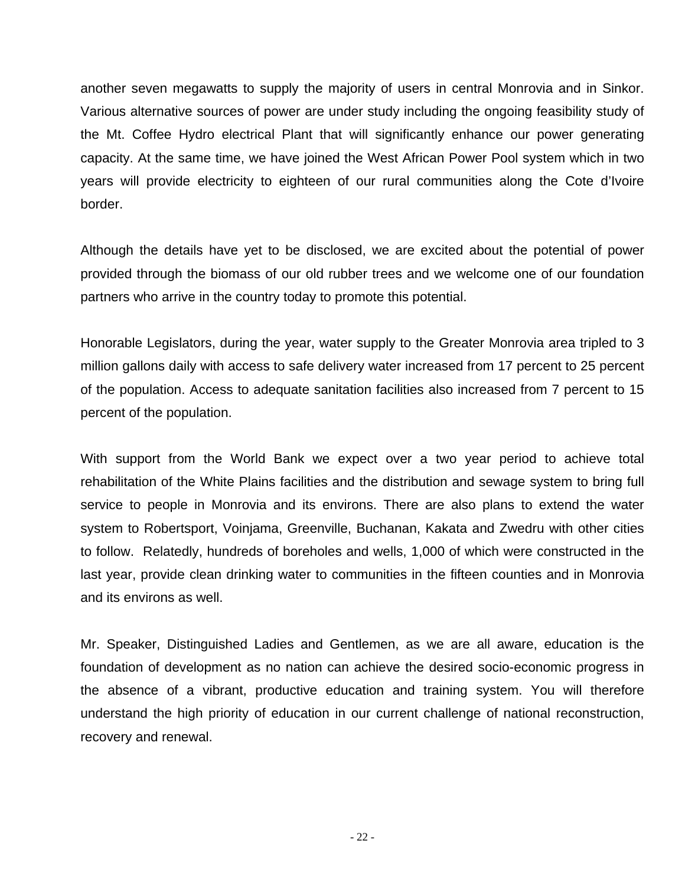another seven megawatts to supply the majority of users in central Monrovia and in Sinkor. Various alternative sources of power are under study including the ongoing feasibility study of the Mt. Coffee Hydro electrical Plant that will significantly enhance our power generating capacity. At the same time, we have joined the West African Power Pool system which in two years will provide electricity to eighteen of our rural communities along the Cote d'Ivoire border.

Although the details have yet to be disclosed, we are excited about the potential of power provided through the biomass of our old rubber trees and we welcome one of our foundation partners who arrive in the country today to promote this potential.

Honorable Legislators, during the year, water supply to the Greater Monrovia area tripled to 3 million gallons daily with access to safe delivery water increased from 17 percent to 25 percent of the population. Access to adequate sanitation facilities also increased from 7 percent to 15 percent of the population.

With support from the World Bank we expect over a two year period to achieve total rehabilitation of the White Plains facilities and the distribution and sewage system to bring full service to people in Monrovia and its environs. There are also plans to extend the water system to Robertsport, Voinjama, Greenville, Buchanan, Kakata and Zwedru with other cities to follow. Relatedly, hundreds of boreholes and wells, 1,000 of which were constructed in the last year, provide clean drinking water to communities in the fifteen counties and in Monrovia and its environs as well.

Mr. Speaker, Distinguished Ladies and Gentlemen, as we are all aware, education is the foundation of development as no nation can achieve the desired socio-economic progress in the absence of a vibrant, productive education and training system. You will therefore understand the high priority of education in our current challenge of national reconstruction, recovery and renewal.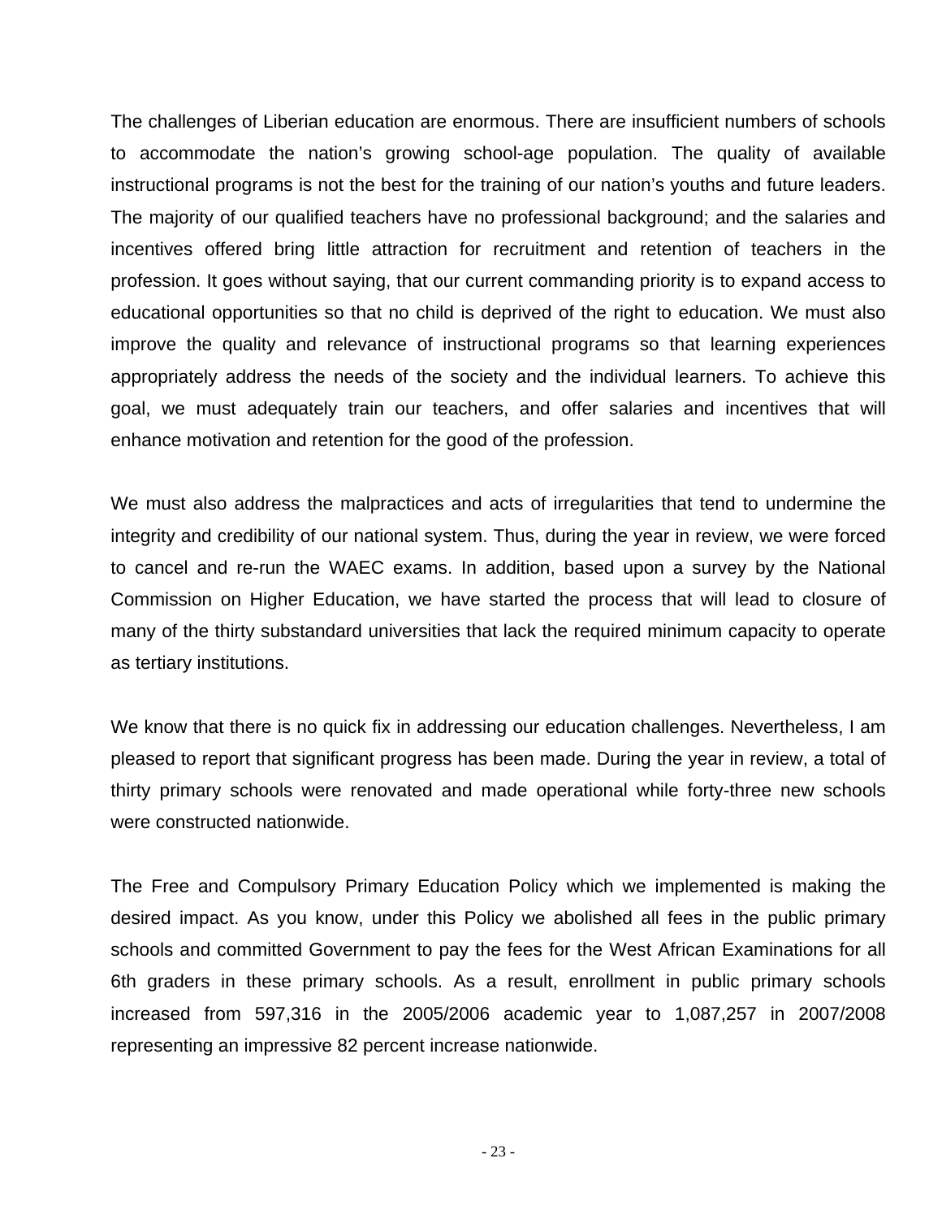The challenges of Liberian education are enormous. There are insufficient numbers of schools to accommodate the nation's growing school-age population. The quality of available instructional programs is not the best for the training of our nation's youths and future leaders. The majority of our qualified teachers have no professional background; and the salaries and incentives offered bring little attraction for recruitment and retention of teachers in the profession. It goes without saying, that our current commanding priority is to expand access to educational opportunities so that no child is deprived of the right to education. We must also improve the quality and relevance of instructional programs so that learning experiences appropriately address the needs of the society and the individual learners. To achieve this goal, we must adequately train our teachers, and offer salaries and incentives that will enhance motivation and retention for the good of the profession.

We must also address the malpractices and acts of irregularities that tend to undermine the integrity and credibility of our national system. Thus, during the year in review, we were forced to cancel and re-run the WAEC exams. In addition, based upon a survey by the National Commission on Higher Education, we have started the process that will lead to closure of many of the thirty substandard universities that lack the required minimum capacity to operate as tertiary institutions.

We know that there is no quick fix in addressing our education challenges. Nevertheless, I am pleased to report that significant progress has been made. During the year in review, a total of thirty primary schools were renovated and made operational while forty-three new schools were constructed nationwide.

The Free and Compulsory Primary Education Policy which we implemented is making the desired impact. As you know, under this Policy we abolished all fees in the public primary schools and committed Government to pay the fees for the West African Examinations for all 6th graders in these primary schools. As a result, enrollment in public primary schools increased from 597,316 in the 2005/2006 academic year to 1,087,257 in 2007/2008 representing an impressive 82 percent increase nationwide.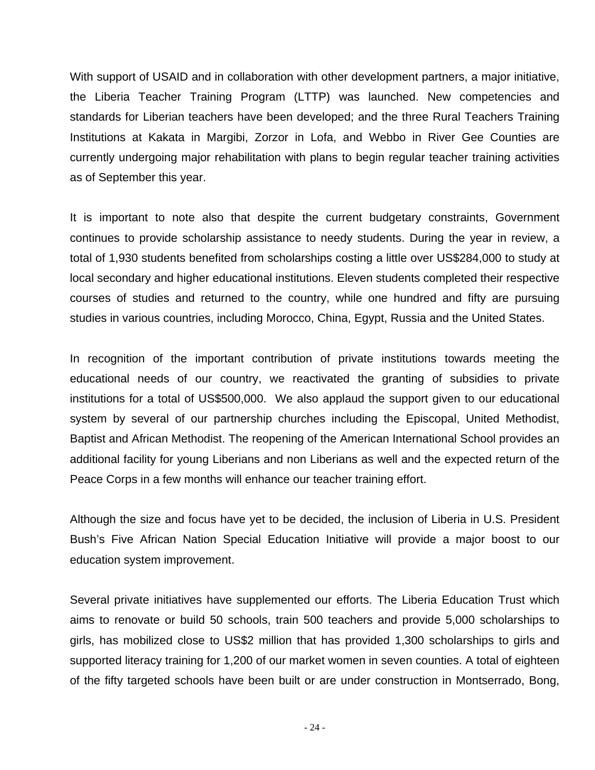With support of USAID and in collaboration with other development partners, a major initiative, the Liberia Teacher Training Program (LTTP) was launched. New competencies and standards for Liberian teachers have been developed; and the three Rural Teachers Training Institutions at Kakata in Margibi, Zorzor in Lofa, and Webbo in River Gee Counties are currently undergoing major rehabilitation with plans to begin regular teacher training activities as of September this year.

It is important to note also that despite the current budgetary constraints, Government continues to provide scholarship assistance to needy students. During the year in review, a total of 1,930 students benefited from scholarships costing a little over US$284,000 to study at local secondary and higher educational institutions. Eleven students completed their respective courses of studies and returned to the country, while one hundred and fifty are pursuing studies in various countries, including Morocco, China, Egypt, Russia and the United States.

In recognition of the important contribution of private institutions towards meeting the educational needs of our country, we reactivated the granting of subsidies to private institutions for a total of US$500,000. We also applaud the support given to our educational system by several of our partnership churches including the Episcopal, United Methodist, Baptist and African Methodist. The reopening of the American International School provides an additional facility for young Liberians and non Liberians as well and the expected return of the Peace Corps in a few months will enhance our teacher training effort.

Although the size and focus have yet to be decided, the inclusion of Liberia in U.S. President Bush's Five African Nation Special Education Initiative will provide a major boost to our education system improvement.

Several private initiatives have supplemented our efforts. The Liberia Education Trust which aims to renovate or build 50 schools, train 500 teachers and provide 5,000 scholarships to girls, has mobilized close to US$2 million that has provided 1,300 scholarships to girls and supported literacy training for 1,200 of our market women in seven counties. A total of eighteen of the fifty targeted schools have been built or are under construction in Montserrado, Bong,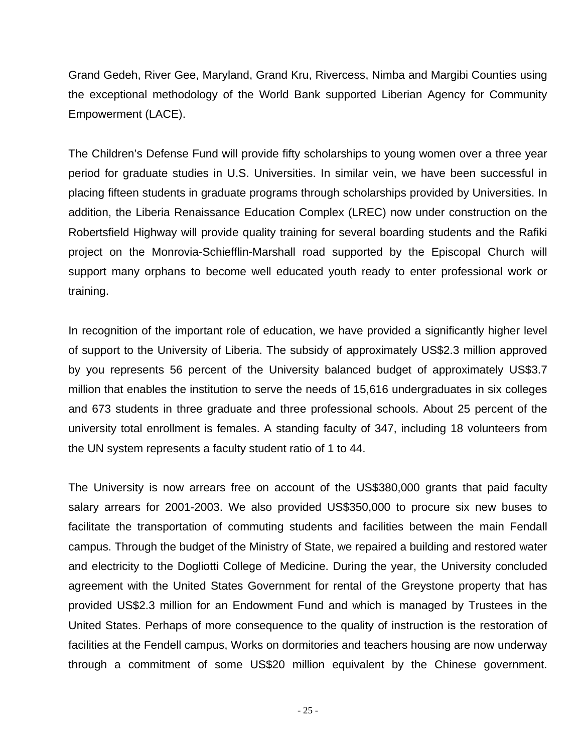Grand Gedeh, River Gee, Maryland, Grand Kru, Rivercess, Nimba and Margibi Counties using the exceptional methodology of the World Bank supported Liberian Agency for Community Empowerment (LACE).

The Children's Defense Fund will provide fifty scholarships to young women over a three year period for graduate studies in U.S. Universities. In similar vein, we have been successful in placing fifteen students in graduate programs through scholarships provided by Universities. In addition, the Liberia Renaissance Education Complex (LREC) now under construction on the Robertsfield Highway will provide quality training for several boarding students and the Rafiki project on the Monrovia-Schiefflin-Marshall road supported by the Episcopal Church will support many orphans to become well educated youth ready to enter professional work or training.

In recognition of the important role of education, we have provided a significantly higher level of support to the University of Liberia. The subsidy of approximately US$2.3 million approved by you represents 56 percent of the University balanced budget of approximately US$3.7 million that enables the institution to serve the needs of 15,616 undergraduates in six colleges and 673 students in three graduate and three professional schools. About 25 percent of the university total enrollment is females. A standing faculty of 347, including 18 volunteers from the UN system represents a faculty student ratio of 1 to 44.

The University is now arrears free on account of the US$380,000 grants that paid faculty salary arrears for 2001-2003. We also provided US$350,000 to procure six new buses to facilitate the transportation of commuting students and facilities between the main Fendall campus. Through the budget of the Ministry of State, we repaired a building and restored water and electricity to the Dogliotti College of Medicine. During the year, the University concluded agreement with the United States Government for rental of the Greystone property that has provided US$2.3 million for an Endowment Fund and which is managed by Trustees in the United States. Perhaps of more consequence to the quality of instruction is the restoration of facilities at the Fendell campus, Works on dormitories and teachers housing are now underway through a commitment of some US$20 million equivalent by the Chinese government.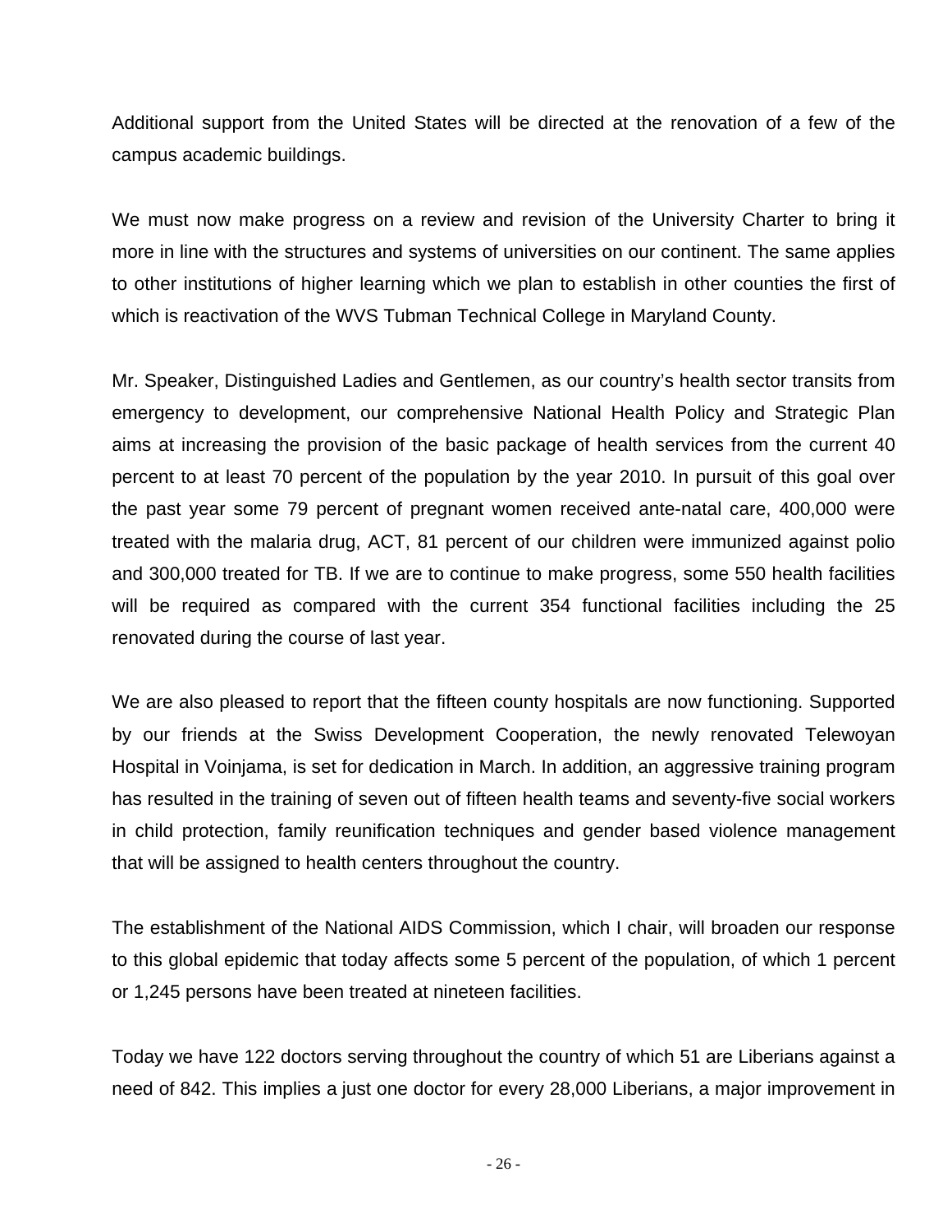Additional support from the United States will be directed at the renovation of a few of the campus academic buildings.

We must now make progress on a review and revision of the University Charter to bring it more in line with the structures and systems of universities on our continent. The same applies to other institutions of higher learning which we plan to establish in other counties the first of which is reactivation of the WVS Tubman Technical College in Maryland County.

Mr. Speaker, Distinguished Ladies and Gentlemen, as our country's health sector transits from emergency to development, our comprehensive National Health Policy and Strategic Plan aims at increasing the provision of the basic package of health services from the current 40 percent to at least 70 percent of the population by the year 2010. In pursuit of this goal over the past year some 79 percent of pregnant women received ante-natal care, 400,000 were treated with the malaria drug, ACT, 81 percent of our children were immunized against polio and 300,000 treated for TB. If we are to continue to make progress, some 550 health facilities will be required as compared with the current 354 functional facilities including the 25 renovated during the course of last year.

We are also pleased to report that the fifteen county hospitals are now functioning. Supported by our friends at the Swiss Development Cooperation, the newly renovated Telewoyan Hospital in Voinjama, is set for dedication in March. In addition, an aggressive training program has resulted in the training of seven out of fifteen health teams and seventy-five social workers in child protection, family reunification techniques and gender based violence management that will be assigned to health centers throughout the country.

The establishment of the National AIDS Commission, which I chair, will broaden our response to this global epidemic that today affects some 5 percent of the population, of which 1 percent or 1,245 persons have been treated at nineteen facilities.

Today we have 122 doctors serving throughout the country of which 51 are Liberians against a need of 842. This implies a just one doctor for every 28,000 Liberians, a major improvement in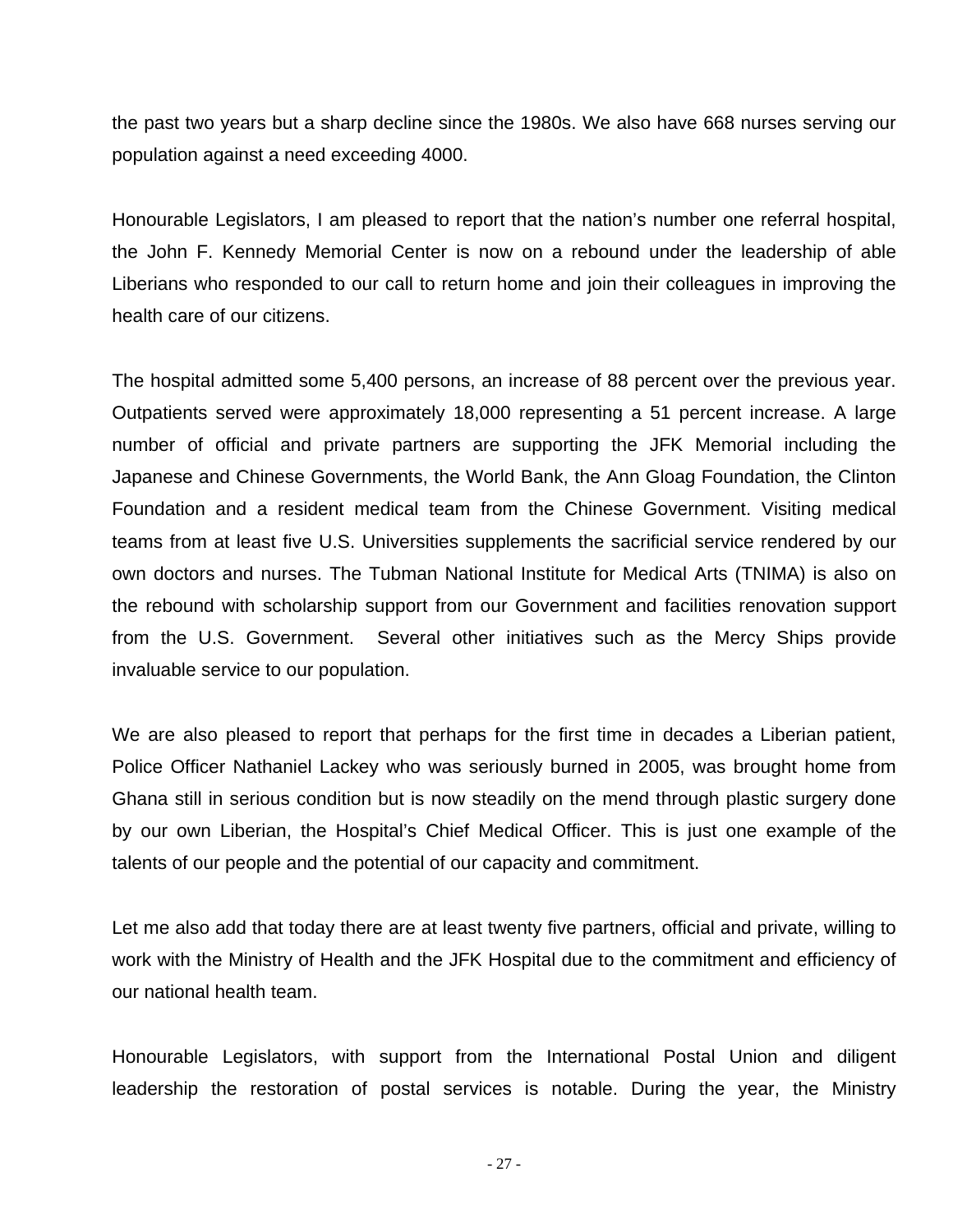the past two years but a sharp decline since the 1980s. We also have 668 nurses serving our population against a need exceeding 4000.

Honourable Legislators, I am pleased to report that the nation's number one referral hospital, the John F. Kennedy Memorial Center is now on a rebound under the leadership of able Liberians who responded to our call to return home and join their colleagues in improving the health care of our citizens.

The hospital admitted some 5,400 persons, an increase of 88 percent over the previous year. Outpatients served were approximately 18,000 representing a 51 percent increase. A large number of official and private partners are supporting the JFK Memorial including the Japanese and Chinese Governments, the World Bank, the Ann Gloag Foundation, the Clinton Foundation and a resident medical team from the Chinese Government. Visiting medical teams from at least five U.S. Universities supplements the sacrificial service rendered by our own doctors and nurses. The Tubman National Institute for Medical Arts (TNIMA) is also on the rebound with scholarship support from our Government and facilities renovation support from the U.S. Government. Several other initiatives such as the Mercy Ships provide invaluable service to our population.

We are also pleased to report that perhaps for the first time in decades a Liberian patient, Police Officer Nathaniel Lackey who was seriously burned in 2005, was brought home from Ghana still in serious condition but is now steadily on the mend through plastic surgery done by our own Liberian, the Hospital's Chief Medical Officer. This is just one example of the talents of our people and the potential of our capacity and commitment.

Let me also add that today there are at least twenty five partners, official and private, willing to work with the Ministry of Health and the JFK Hospital due to the commitment and efficiency of our national health team.

Honourable Legislators, with support from the International Postal Union and diligent leadership the restoration of postal services is notable. During the year, the Ministry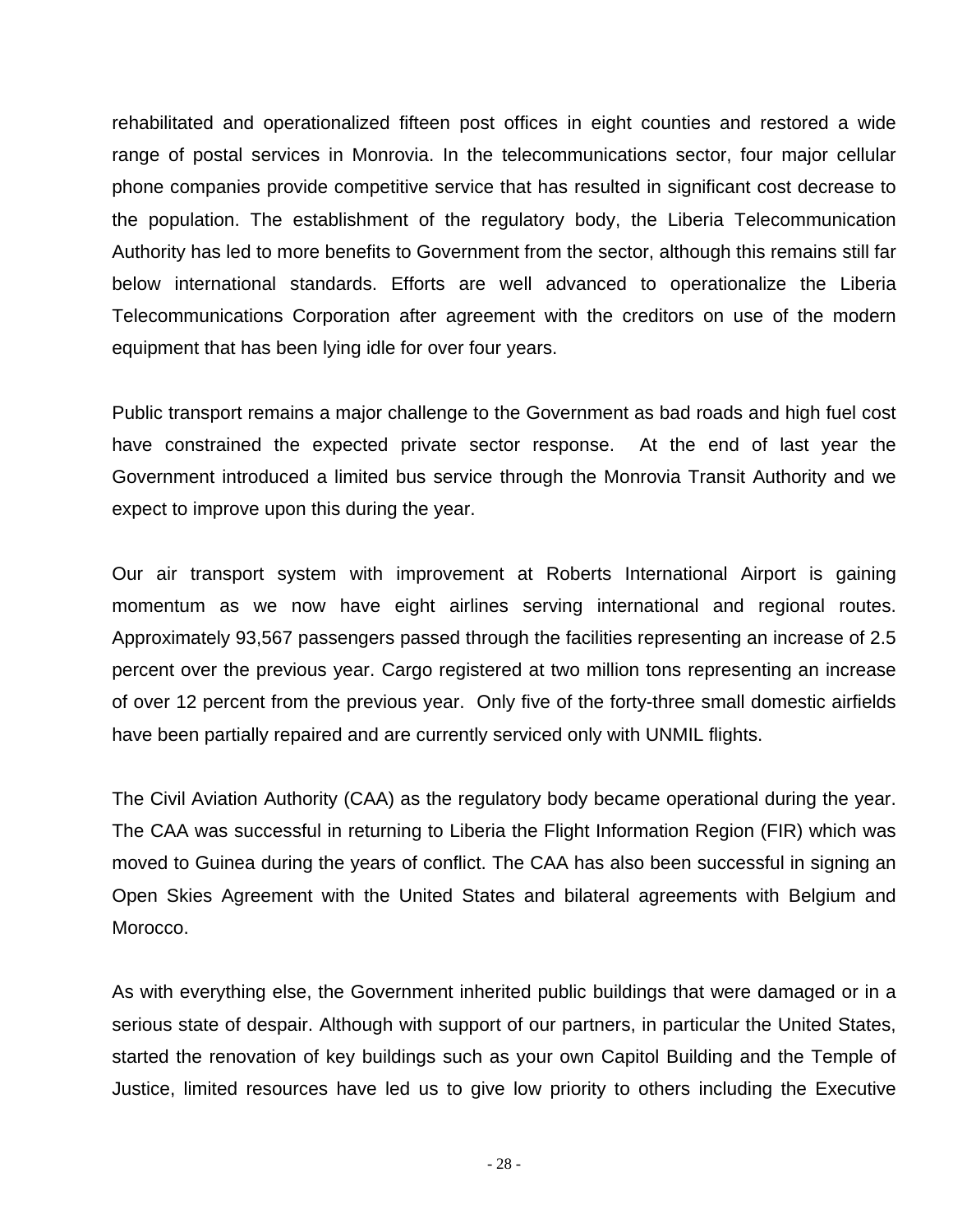rehabilitated and operationalized fifteen post offices in eight counties and restored a wide range of postal services in Monrovia. In the telecommunications sector, four major cellular phone companies provide competitive service that has resulted in significant cost decrease to the population. The establishment of the regulatory body, the Liberia Telecommunication Authority has led to more benefits to Government from the sector, although this remains still far below international standards. Efforts are well advanced to operationalize the Liberia Telecommunications Corporation after agreement with the creditors on use of the modern equipment that has been lying idle for over four years.

Public transport remains a major challenge to the Government as bad roads and high fuel cost have constrained the expected private sector response. At the end of last year the Government introduced a limited bus service through the Monrovia Transit Authority and we expect to improve upon this during the year.

Our air transport system with improvement at Roberts International Airport is gaining momentum as we now have eight airlines serving international and regional routes. Approximately 93,567 passengers passed through the facilities representing an increase of 2.5 percent over the previous year. Cargo registered at two million tons representing an increase of over 12 percent from the previous year. Only five of the forty-three small domestic airfields have been partially repaired and are currently serviced only with UNMIL flights.

The Civil Aviation Authority (CAA) as the regulatory body became operational during the year. The CAA was successful in returning to Liberia the Flight Information Region (FIR) which was moved to Guinea during the years of conflict. The CAA has also been successful in signing an Open Skies Agreement with the United States and bilateral agreements with Belgium and Morocco.

As with everything else, the Government inherited public buildings that were damaged or in a serious state of despair. Although with support of our partners, in particular the United States, started the renovation of key buildings such as your own Capitol Building and the Temple of Justice, limited resources have led us to give low priority to others including the Executive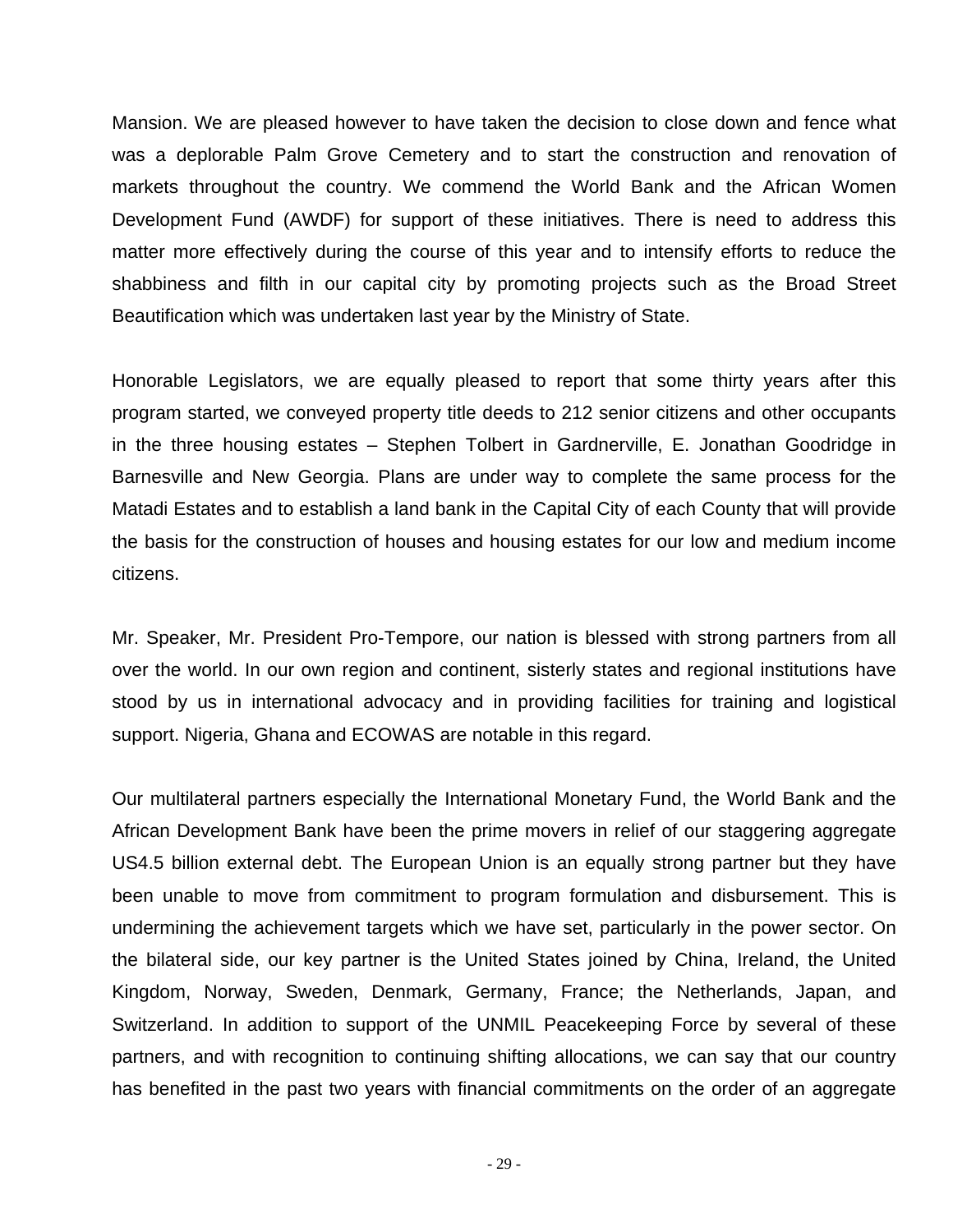Mansion. We are pleased however to have taken the decision to close down and fence what was a deplorable Palm Grove Cemetery and to start the construction and renovation of markets throughout the country. We commend the World Bank and the African Women Development Fund (AWDF) for support of these initiatives. There is need to address this matter more effectively during the course of this year and to intensify efforts to reduce the shabbiness and filth in our capital city by promoting projects such as the Broad Street Beautification which was undertaken last year by the Ministry of State.

Honorable Legislators, we are equally pleased to report that some thirty years after this program started, we conveyed property title deeds to 212 senior citizens and other occupants in the three housing estates – Stephen Tolbert in Gardnerville, E. Jonathan Goodridge in Barnesville and New Georgia. Plans are under way to complete the same process for the Matadi Estates and to establish a land bank in the Capital City of each County that will provide the basis for the construction of houses and housing estates for our low and medium income citizens.

Mr. Speaker, Mr. President Pro-Tempore, our nation is blessed with strong partners from all over the world. In our own region and continent, sisterly states and regional institutions have stood by us in international advocacy and in providing facilities for training and logistical support. Nigeria, Ghana and ECOWAS are notable in this regard.

Our multilateral partners especially the International Monetary Fund, the World Bank and the African Development Bank have been the prime movers in relief of our staggering aggregate US4.5 billion external debt. The European Union is an equally strong partner but they have been unable to move from commitment to program formulation and disbursement. This is undermining the achievement targets which we have set, particularly in the power sector. On the bilateral side, our key partner is the United States joined by China, Ireland, the United Kingdom, Norway, Sweden, Denmark, Germany, France; the Netherlands, Japan, and Switzerland. In addition to support of the UNMIL Peacekeeping Force by several of these partners, and with recognition to continuing shifting allocations, we can say that our country has benefited in the past two years with financial commitments on the order of an aggregate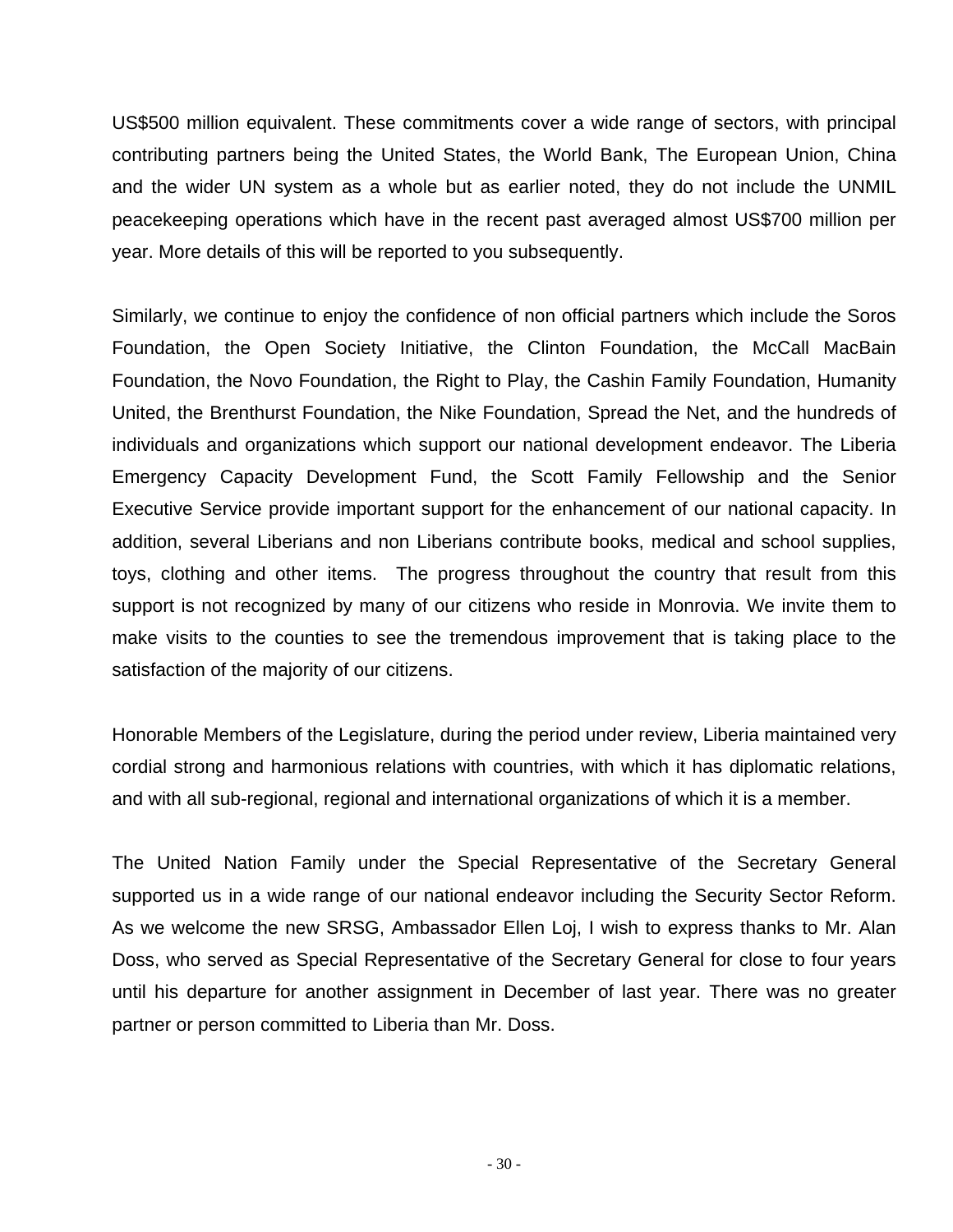US$500 million equivalent. These commitments cover a wide range of sectors, with principal contributing partners being the United States, the World Bank, The European Union, China and the wider UN system as a whole but as earlier noted, they do not include the UNMIL peacekeeping operations which have in the recent past averaged almost US$700 million per year. More details of this will be reported to you subsequently.

Similarly, we continue to enjoy the confidence of non official partners which include the Soros Foundation, the Open Society Initiative, the Clinton Foundation, the McCall MacBain Foundation, the Novo Foundation, the Right to Play, the Cashin Family Foundation, Humanity United, the Brenthurst Foundation, the Nike Foundation, Spread the Net, and the hundreds of individuals and organizations which support our national development endeavor. The Liberia Emergency Capacity Development Fund, the Scott Family Fellowship and the Senior Executive Service provide important support for the enhancement of our national capacity. In addition, several Liberians and non Liberians contribute books, medical and school supplies, toys, clothing and other items. The progress throughout the country that result from this support is not recognized by many of our citizens who reside in Monrovia. We invite them to make visits to the counties to see the tremendous improvement that is taking place to the satisfaction of the majority of our citizens.

Honorable Members of the Legislature, during the period under review, Liberia maintained very cordial strong and harmonious relations with countries, with which it has diplomatic relations, and with all sub-regional, regional and international organizations of which it is a member.

The United Nation Family under the Special Representative of the Secretary General supported us in a wide range of our national endeavor including the Security Sector Reform. As we welcome the new SRSG, Ambassador Ellen Loj, I wish to express thanks to Mr. Alan Doss, who served as Special Representative of the Secretary General for close to four years until his departure for another assignment in December of last year. There was no greater partner or person committed to Liberia than Mr. Doss.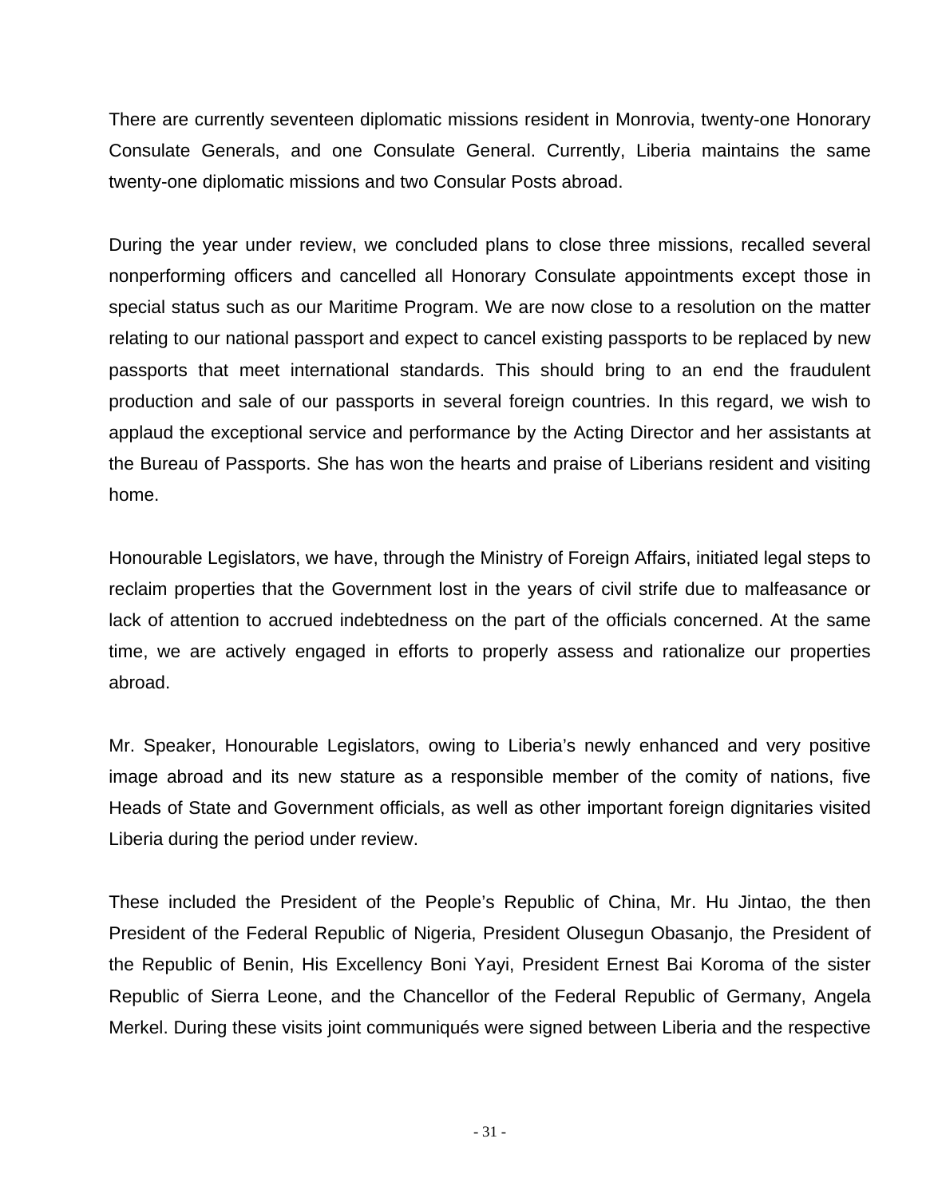There are currently seventeen diplomatic missions resident in Monrovia, twenty-one Honorary Consulate Generals, and one Consulate General. Currently, Liberia maintains the same twenty-one diplomatic missions and two Consular Posts abroad.

During the year under review, we concluded plans to close three missions, recalled several nonperforming officers and cancelled all Honorary Consulate appointments except those in special status such as our Maritime Program. We are now close to a resolution on the matter relating to our national passport and expect to cancel existing passports to be replaced by new passports that meet international standards. This should bring to an end the fraudulent production and sale of our passports in several foreign countries. In this regard, we wish to applaud the exceptional service and performance by the Acting Director and her assistants at the Bureau of Passports. She has won the hearts and praise of Liberians resident and visiting home.

Honourable Legislators, we have, through the Ministry of Foreign Affairs, initiated legal steps to reclaim properties that the Government lost in the years of civil strife due to malfeasance or lack of attention to accrued indebtedness on the part of the officials concerned. At the same time, we are actively engaged in efforts to properly assess and rationalize our properties abroad.

Mr. Speaker, Honourable Legislators, owing to Liberia's newly enhanced and very positive image abroad and its new stature as a responsible member of the comity of nations, five Heads of State and Government officials, as well as other important foreign dignitaries visited Liberia during the period under review.

These included the President of the People's Republic of China, Mr. Hu Jintao, the then President of the Federal Republic of Nigeria, President Olusegun Obasanjo, the President of the Republic of Benin, His Excellency Boni Yayi, President Ernest Bai Koroma of the sister Republic of Sierra Leone, and the Chancellor of the Federal Republic of Germany, Angela Merkel. During these visits joint communiqués were signed between Liberia and the respective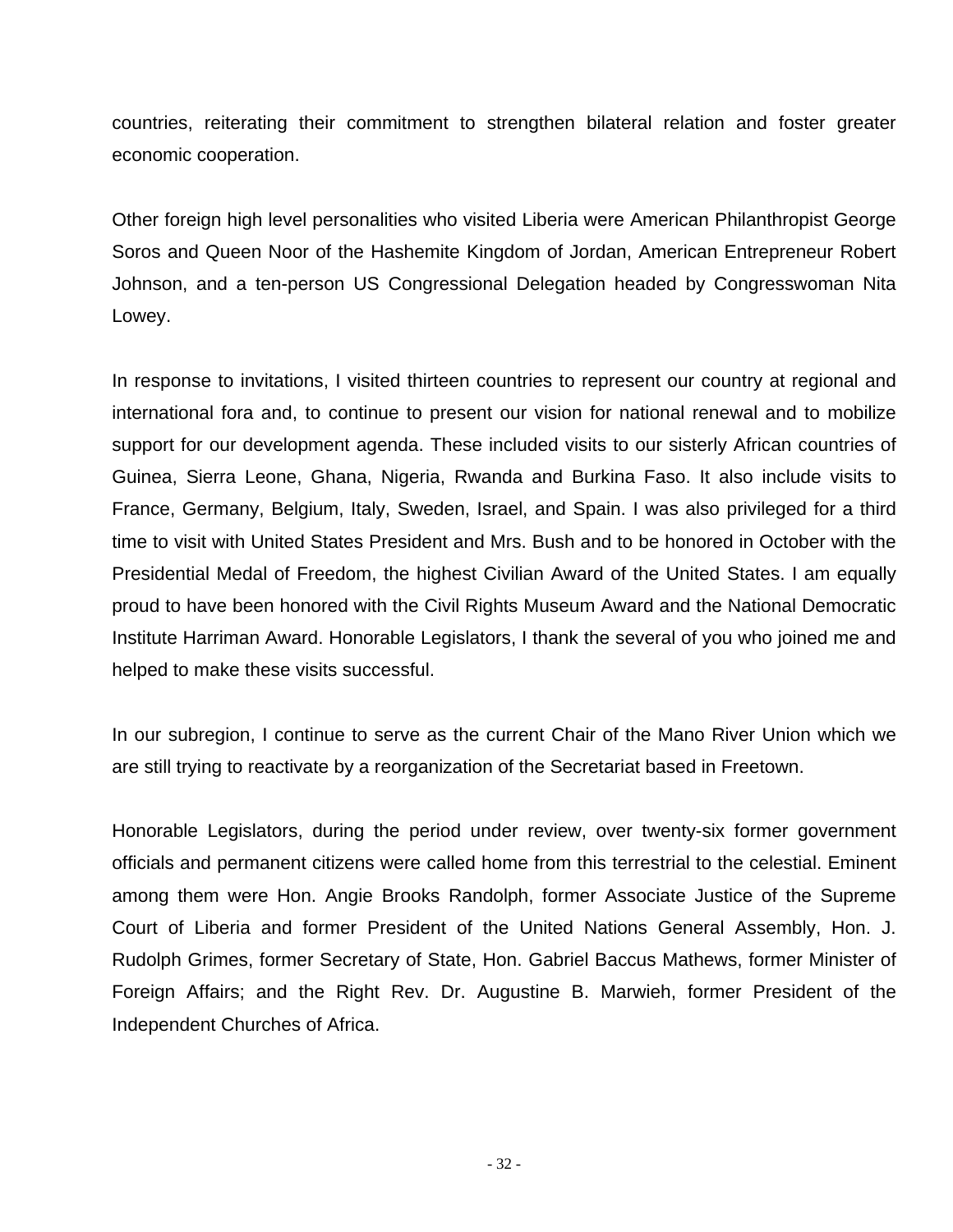countries, reiterating their commitment to strengthen bilateral relation and foster greater economic cooperation.

Other foreign high level personalities who visited Liberia were American Philanthropist George Soros and Queen Noor of the Hashemite Kingdom of Jordan, American Entrepreneur Robert Johnson, and a ten-person US Congressional Delegation headed by Congresswoman Nita Lowey.

In response to invitations, I visited thirteen countries to represent our country at regional and international fora and, to continue to present our vision for national renewal and to mobilize support for our development agenda. These included visits to our sisterly African countries of Guinea, Sierra Leone, Ghana, Nigeria, Rwanda and Burkina Faso. It also include visits to France, Germany, Belgium, Italy, Sweden, Israel, and Spain. I was also privileged for a third time to visit with United States President and Mrs. Bush and to be honored in October with the Presidential Medal of Freedom, the highest Civilian Award of the United States. I am equally proud to have been honored with the Civil Rights Museum Award and the National Democratic Institute Harriman Award. Honorable Legislators, I thank the several of you who joined me and helped to make these visits successful.

In our subregion, I continue to serve as the current Chair of the Mano River Union which we are still trying to reactivate by a reorganization of the Secretariat based in Freetown.

Honorable Legislators, during the period under review, over twenty-six former government officials and permanent citizens were called home from this terrestrial to the celestial. Eminent among them were Hon. Angie Brooks Randolph, former Associate Justice of the Supreme Court of Liberia and former President of the United Nations General Assembly, Hon. J. Rudolph Grimes, former Secretary of State, Hon. Gabriel Baccus Mathews, former Minister of Foreign Affairs; and the Right Rev. Dr. Augustine B. Marwieh, former President of the Independent Churches of Africa.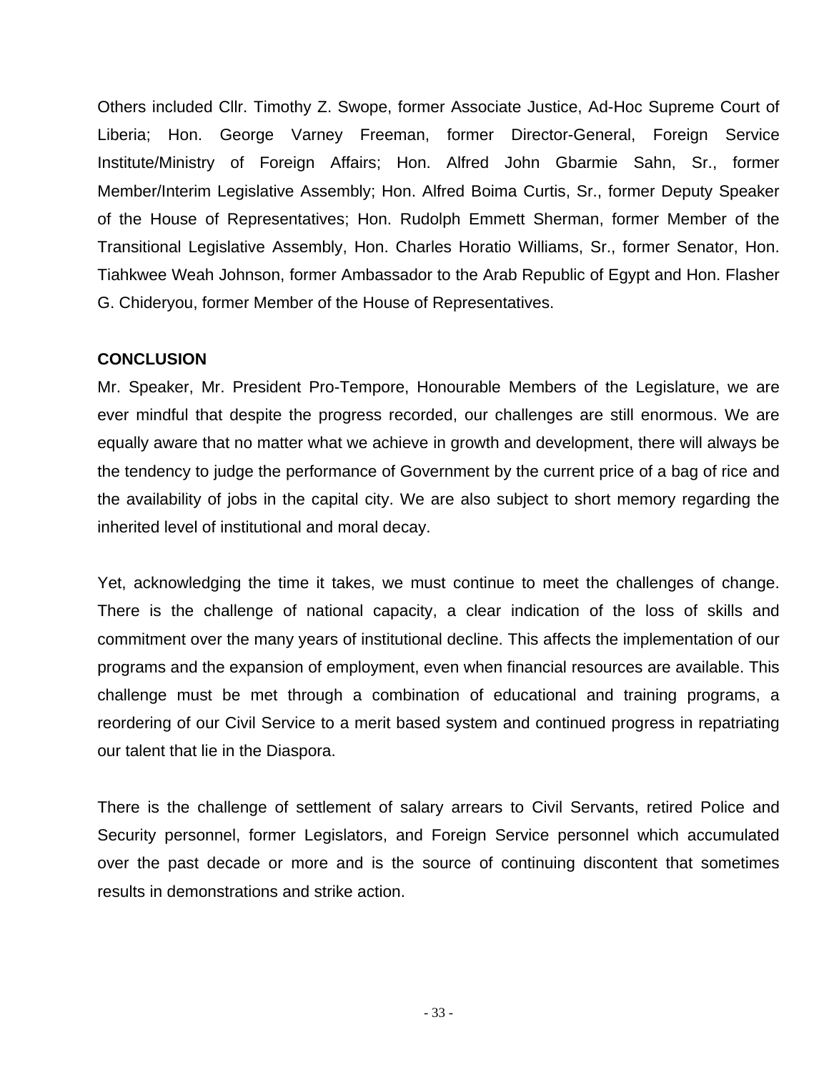Others included Cllr. Timothy Z. Swope, former Associate Justice, Ad-Hoc Supreme Court of Liberia; Hon. George Varney Freeman, former Director-General, Foreign Service Institute/Ministry of Foreign Affairs; Hon. Alfred John Gbarmie Sahn, Sr., former Member/Interim Legislative Assembly; Hon. Alfred Boima Curtis, Sr., former Deputy Speaker of the House of Representatives; Hon. Rudolph Emmett Sherman, former Member of the Transitional Legislative Assembly, Hon. Charles Horatio Williams, Sr., former Senator, Hon. Tiahkwee Weah Johnson, former Ambassador to the Arab Republic of Egypt and Hon. Flasher G. Chideryou, former Member of the House of Representatives.

**CONCLUSION**

Mr. Speaker, Mr. President Pro-Tempore, Honourable Members of the Legislature, we are ever mindful that despite the progress recorded, our challenges are still enormous. We are equally aware that no matter what we achieve in growth and development, there will always be the tendency to judge the performance of Government by the current price of a bag of rice and the availability of jobs in the capital city. We are also subject to short memory regarding the inherited level of institutional and moral decay.

Yet, acknowledging the time it takes, we must continue to meet the challenges of change. There is the challenge of national capacity, a clear indication of the loss of skills and commitment over the many years of institutional decline. This affects the implementation of our programs and the expansion of employment, even when financial resources are available. This challenge must be met through a combination of educational and training programs, a reordering of our Civil Service to a merit based system and continued progress in repatriating our talent that lie in the Diaspora.

There is the challenge of settlement of salary arrears to Civil Servants, retired Police and Security personnel, former Legislators, and Foreign Service personnel which accumulated over the past decade or more and is the source of continuing discontent that sometimes results in demonstrations and strike action.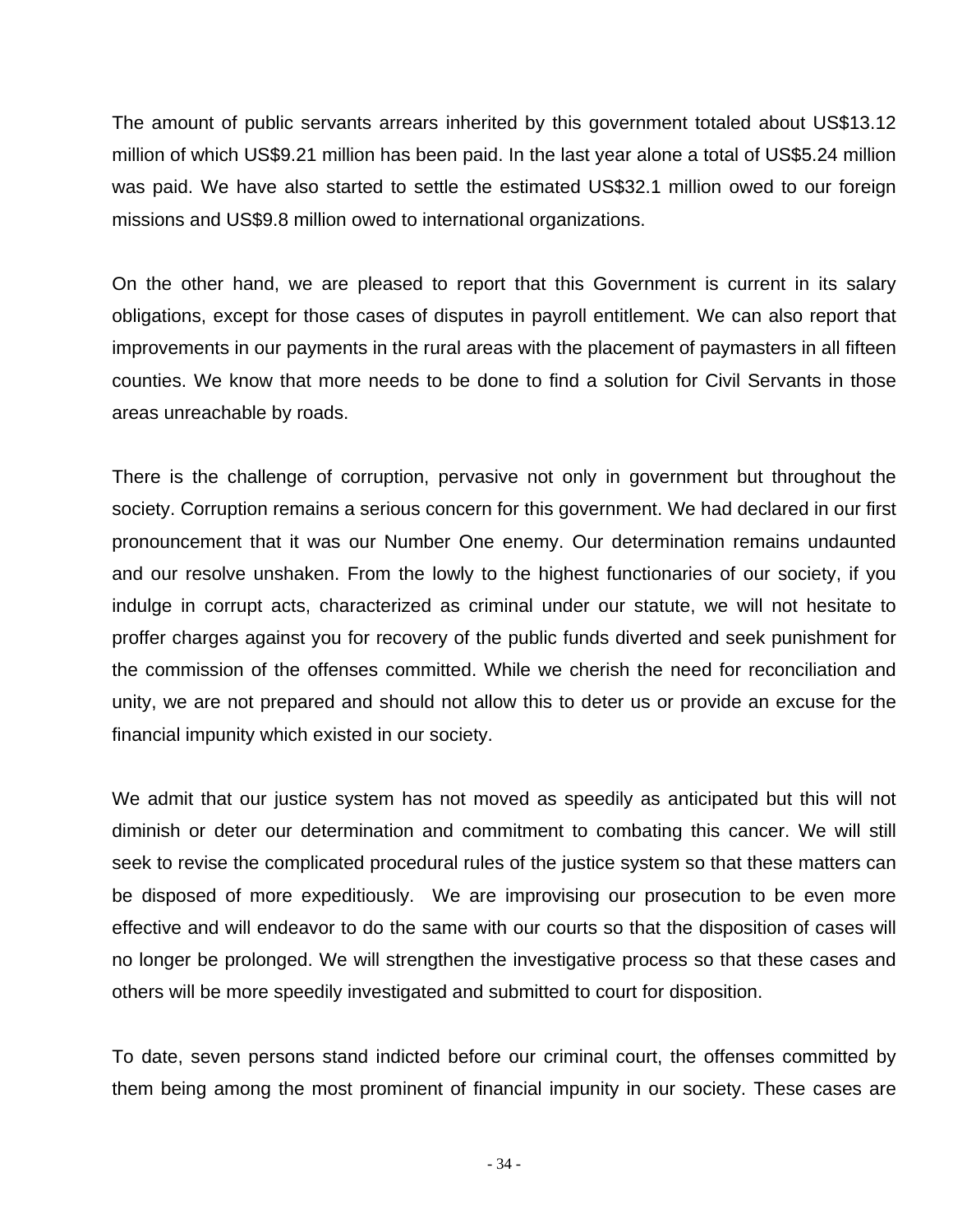The amount of public servants arrears inherited by this government totaled about US$13.12 million of which US$9.21 million has been paid. In the last year alone a total of US$5.24 million was paid. We have also started to settle the estimated US$32.1 million owed to our foreign missions and US$9.8 million owed to international organizations.

On the other hand, we are pleased to report that this Government is current in its salary obligations, except for those cases of disputes in payroll entitlement. We can also report that improvements in our payments in the rural areas with the placement of paymasters in all fifteen counties. We know that more needs to be done to find a solution for Civil Servants in those areas unreachable by roads.

There is the challenge of corruption, pervasive not only in government but throughout the society. Corruption remains a serious concern for this government. We had declared in our first pronouncement that it was our Number One enemy. Our determination remains undaunted and our resolve unshaken. From the lowly to the highest functionaries of our society, if you indulge in corrupt acts, characterized as criminal under our statute, we will not hesitate to proffer charges against you for recovery of the public funds diverted and seek punishment for the commission of the offenses committed. While we cherish the need for reconciliation and unity, we are not prepared and should not allow this to deter us or provide an excuse for the financial impunity which existed in our society.

We admit that our justice system has not moved as speedily as anticipated but this will not diminish or deter our determination and commitment to combating this cancer. We will still seek to revise the complicated procedural rules of the justice system so that these matters can be disposed of more expeditiously. We are improvising our prosecution to be even more effective and will endeavor to do the same with our courts so that the disposition of cases will no longer be prolonged. We will strengthen the investigative process so that these cases and others will be more speedily investigated and submitted to court for disposition.

To date, seven persons stand indicted before our criminal court, the offenses committed by them being among the most prominent of financial impunity in our society. These cases are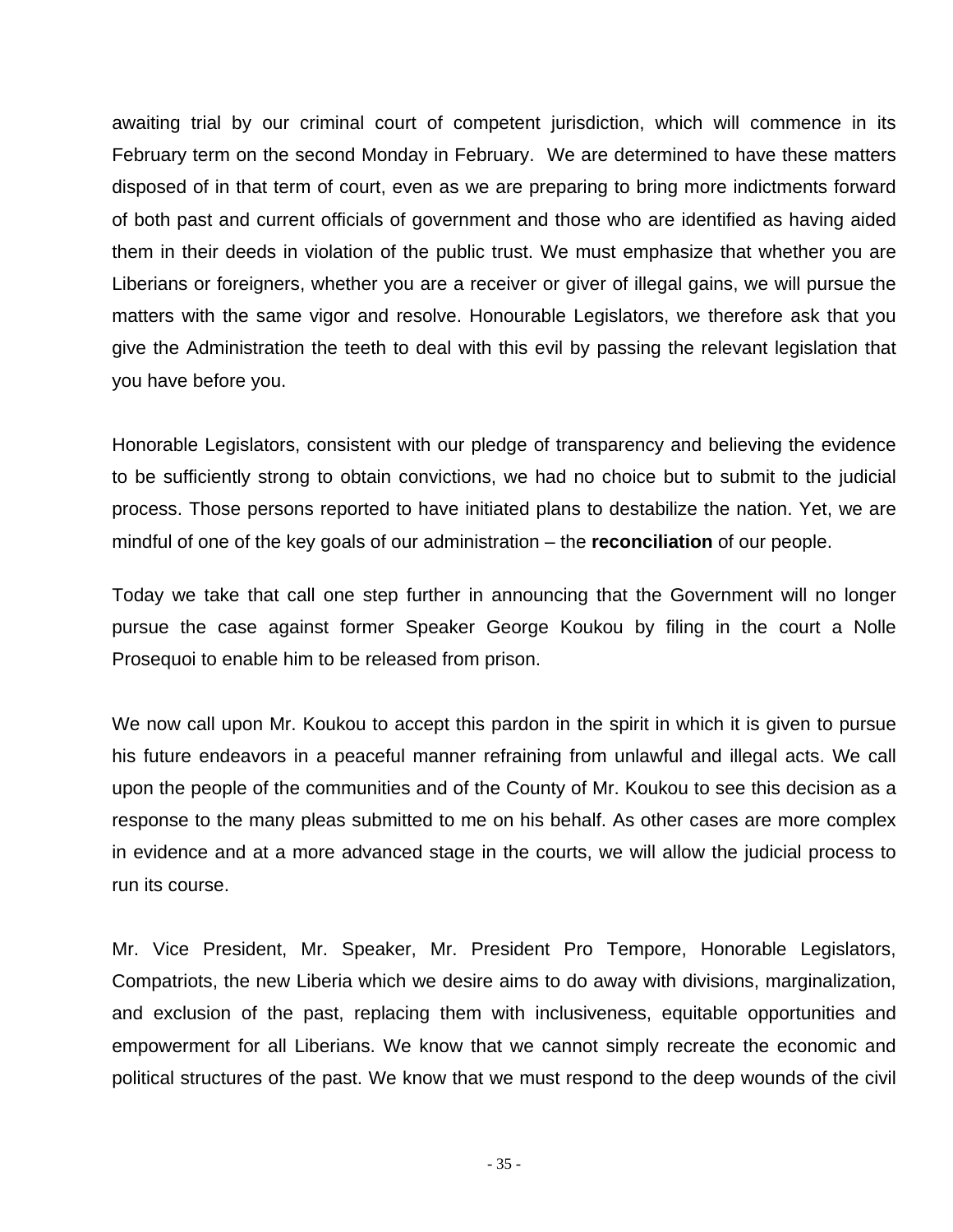awaiting trial by our criminal court of competent jurisdiction, which will commence in its February term on the second Monday in February. We are determined to have these matters disposed of in that term of court, even as we are preparing to bring more indictments forward of both past and current officials of government and those who are identified as having aided them in their deeds in violation of the public trust. We must emphasize that whether you are Liberians or foreigners, whether you are a receiver or giver of illegal gains, we will pursue the matters with the same vigor and resolve. Honourable Legislators, we therefore ask that you give the Administration the teeth to deal with this evil by passing the relevant legislation that you have before you.

Honorable Legislators, consistent with our pledge of transparency and believing the evidence to be sufficiently strong to obtain convictions, we had no choice but to submit to the judicial process. Those persons reported to have initiated plans to destabilize the nation. Yet, we are mindful of one of the key goals of our administration – the **reconciliation** of our people.

Today we take that call one step further in announcing that the Government will no longer pursue the case against former Speaker George Koukou by filing in the court a Nolle Prosequoi to enable him to be released from prison.

We now call upon Mr. Koukou to accept this pardon in the spirit in which it is given to pursue his future endeavors in a peaceful manner refraining from unlawful and illegal acts. We call upon the people of the communities and of the County of Mr. Koukou to see this decision as a response to the many pleas submitted to me on his behalf. As other cases are more complex in evidence and at a more advanced stage in the courts, we will allow the judicial process to run its course.

Mr. Vice President, Mr. Speaker, Mr. President Pro Tempore, Honorable Legislators, Compatriots, the new Liberia which we desire aims to do away with divisions, marginalization, and exclusion of the past, replacing them with inclusiveness, equitable opportunities and empowerment for all Liberians. We know that we cannot simply recreate the economic and political structures of the past. We know that we must respond to the deep wounds of the civil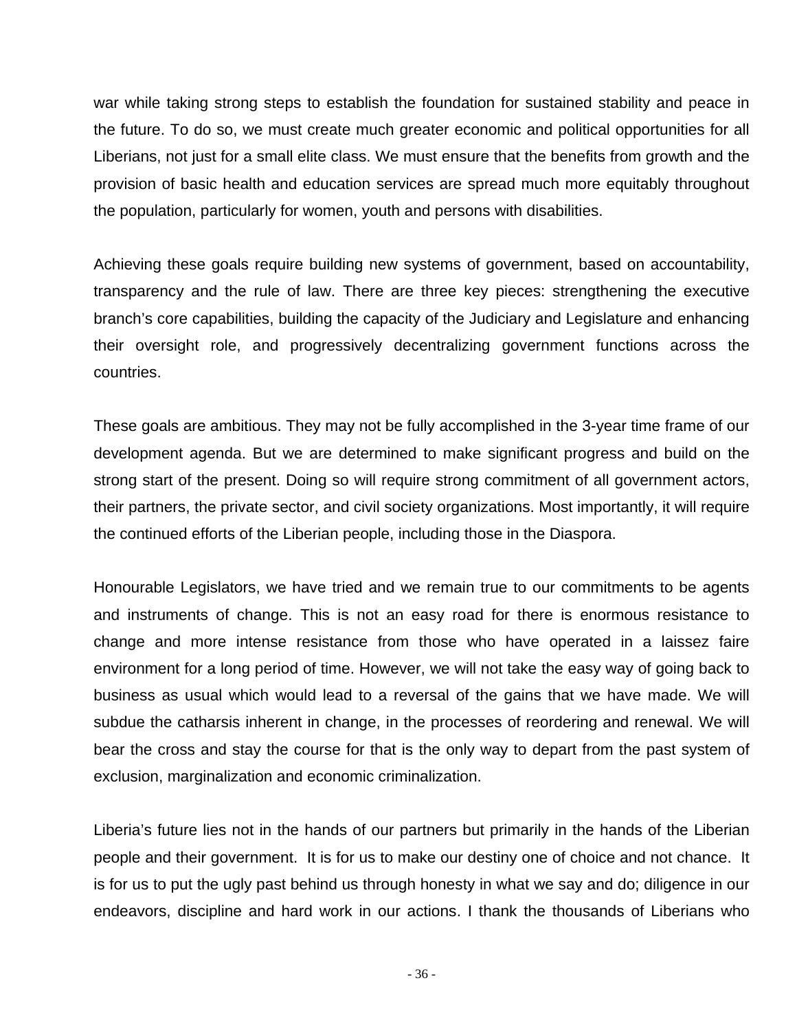war while taking strong steps to establish the foundation for sustained stability and peace in the future. To do so, we must create much greater economic and political opportunities for all Liberians, not just for a small elite class. We must ensure that the benefits from growth and the provision of basic health and education services are spread much more equitably throughout the population, particularly for women, youth and persons with disabilities.

Achieving these goals require building new systems of government, based on accountability, transparency and the rule of law. There are three key pieces: strengthening the executive branch's core capabilities, building the capacity of the Judiciary and Legislature and enhancing their oversight role, and progressively decentralizing government functions across the countries.

These goals are ambitious. They may not be fully accomplished in the 3-year time frame of our development agenda. But we are determined to make significant progress and build on the strong start of the present. Doing so will require strong commitment of all government actors, their partners, the private sector, and civil society organizations. Most importantly, it will require the continued efforts of the Liberian people, including those in the Diaspora.

Honourable Legislators, we have tried and we remain true to our commitments to be agents and instruments of change. This is not an easy road for there is enormous resistance to change and more intense resistance from those who have operated in a laissez faire environment for a long period of time. However, we will not take the easy way of going back to business as usual which would lead to a reversal of the gains that we have made. We will subdue the catharsis inherent in change, in the processes of reordering and renewal. We will bear the cross and stay the course for that is the only way to depart from the past system of exclusion, marginalization and economic criminalization.

Liberia's future lies not in the hands of our partners but primarily in the hands of the Liberian people and their government. It is for us to make our destiny one of choice and not chance. It is for us to put the ugly past behind us through honesty in what we say and do; diligence in our endeavors, discipline and hard work in our actions. I thank the thousands of Liberians who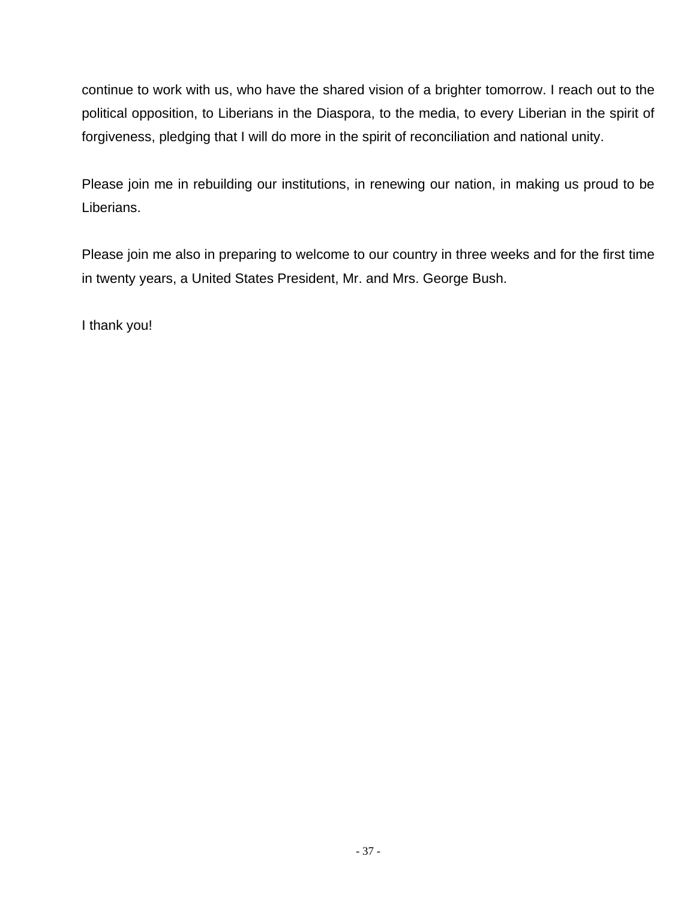continue to work with us, who have the shared vision of a brighter tomorrow. I reach out to the political opposition, to Liberians in the Diaspora, to the media, to every Liberian in the spirit of forgiveness, pledging that I will do more in the spirit of reconciliation and national unity.

Please join me in rebuilding our institutions, in renewing our nation, in making us proud to be Liberians.

Please join me also in preparing to welcome to our country in three weeks and for the first time in twenty years, a United States President, Mr. and Mrs. George Bush.

I thank you!